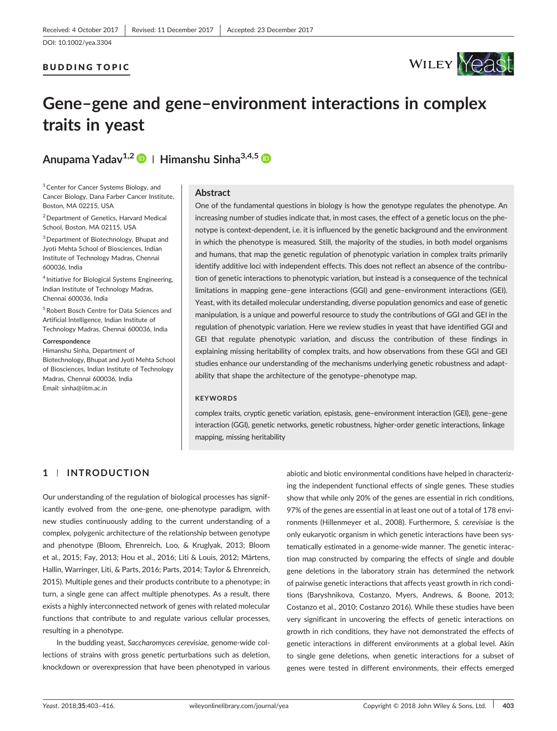Received: 4 October 2017 | Revised: 11 December 2017 | Accepted: 23 December 2017

DOI: 10.1002/yea.3304

BUDDING TOPIC

# Gene–gene and gene–environment interactions in complex traits in yeast

**Anupama Yadav**[1,2] | **Himanshu Sinha**[3,4,5]

[1] Center for Cancer Systems Biology, and Cancer Biology, Dana Farber Cancer Institute, Boston, MA 02215, USA

[2] Department of Genetics, Harvard Medical School, Boston, MA 02115, USA

[3] Department of Biotechnology, Bhupat and Jyoti Mehta School of Biosciences, Indian Institute of Technology Madras, Chennai 600036, India

[4] Initiative for Biological Systems Engineering, Indian Institute of Technology Madras, Chennai 600036, India

[5] Robert Bosch Centre for Data Sciences and Artificial Intelligence, Indian Institute of Technology Madras, Chennai 600036, India

**Correspondence**

Himanshu Sinha, Department of Biotechnology, Bhupat and Jyoti Mehta School of Biosciences, Indian Institute of Technology Madras, Chennai 600036, India

Email: sinha@iitm.ac.in

## Abstract

One of the fundamental questions in biology is how the genotype regulates the phenotype. An increasing number of studies indicate that, in most cases, the effect of a genetic locus on the phenotype is context-dependent, i.e. it is influenced by the genetic background and the environment in which the phenotype is measured. Still, the majority of the studies, in both model organisms and humans, that map the genetic regulation of phenotypic variation in complex traits primarily identify additive loci with independent effects. This does not reflect an absence of the contribution of genetic interactions to phenotypic variation, but instead is a consequence of the technical limitations in mapping gene–gene interactions (GGI) and gene–environment interactions (GEI). Yeast, with its detailed molecular understanding, diverse population genomics and ease of genetic manipulation, is a unique and powerful resource to study the contributions of GGI and GEI in the regulation of phenotypic variation. Here we review studies in yeast that have identified GGI and GEI that regulate phenotypic variation, and discuss the contribution of these findings in explaining missing heritability of complex traits, and how observations from these GGI and GEI studies enhance our understanding of the mechanisms underlying genetic robustness and adaptability that shape the architecture of the genotype–phenotype map.

**KEYWORDS**

complex traits, cryptic genetic variation, epistasis, gene–environment interaction (GEI), gene–gene interaction (GGI), genetic networks, genetic robustness, higher-order genetic interactions, linkage mapping, missing heritability

## 1 | INTRODUCTION

Our understanding of the regulation of biological processes has significantly evolved from the one-gene, one-phenotype paradigm, with new studies continuously adding to the current understanding of a complex, polygenic architecture of the relationship between genotype and phenotype (Bloom, Ehrenreich, Loo, & Kruglyak, 2013; Bloom et al., 2015; Fay, 2013; Hou et al., 2016; Liti & Louis, 2012; Märtens, Hallin, Warringer, Liti, & Parts, 2016; Parts, 2014; Taylor & Ehrenreich, 2015). Multiple genes and their products contribute to a phenotype; in turn, a single gene can affect multiple phenotypes. As a result, there exists a highly interconnected network of genes with related molecular functions that contribute to and regulate various cellular processes, resulting in a phenotype.

In the budding yeast, *Saccharomyces cerevisiae*, genome-wide collections of strains with gross genetic perturbations such as deletion, knockdown or overexpression that have been phenotyped in various abiotic and biotic environmental conditions have helped in characterizing the independent functional effects of single genes. These studies show that while only 20% of the genes are essential in rich conditions, 97% of the genes are essential in at least one out of a total of 178 environments (Hillenmeyer et al., 2008). Furthermore, *S. cerevisiae* is the only eukaryotic organism in which genetic interactions have been systematically estimated in a genome-wide manner. The genetic interaction map constructed by comparing the effects of single and double gene deletions in the laboratory strain has determined the network of pairwise genetic interactions that affects yeast growth in rich conditions (Baryshnikova, Costanzo, Myers, Andrews, & Boone, 2013; Costanzo et al., 2010; Costanzo 2016). While these studies have been very significant in uncovering the effects of genetic interactions on growth in rich conditions, they have not demonstrated the effects of genetic interactions in different environments at a global level. Akin to single gene deletions, when genetic interactions for a subset of genes were tested in different environments, their effects emerged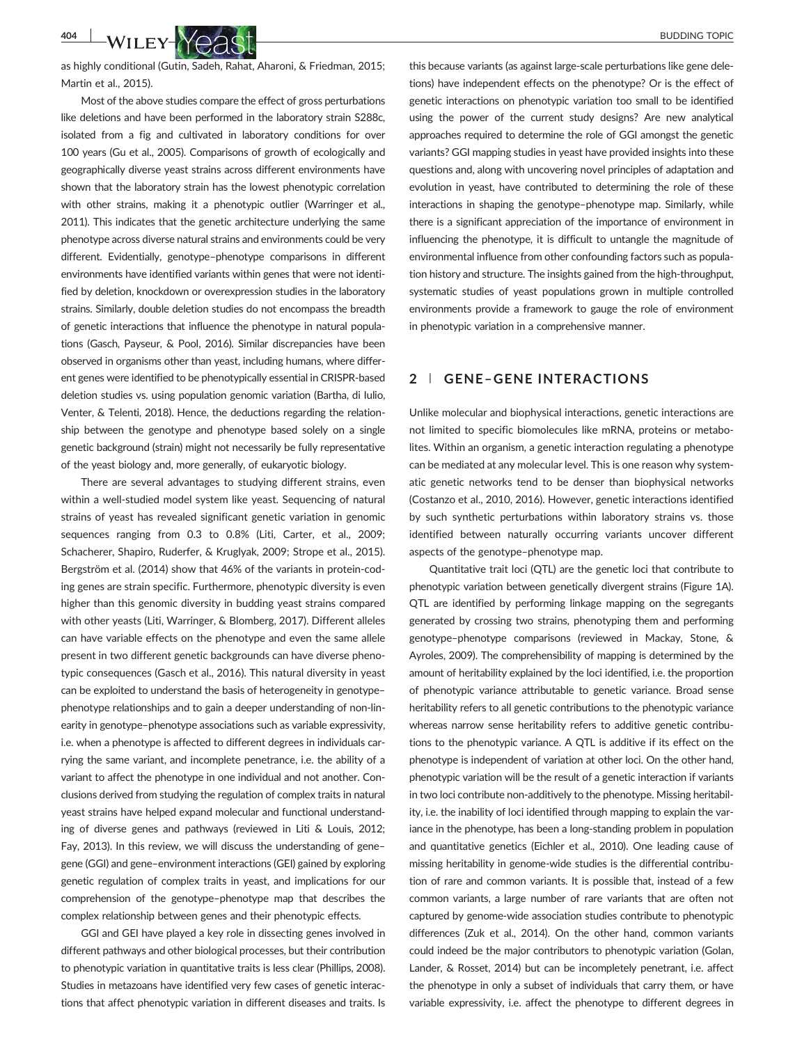as highly conditional (Gutin, Sadeh, Rahat, Aharoni, & Friedman, 2015; Martin et al., 2015).

Most of the above studies compare the effect of gross perturbations like deletions and have been performed in the laboratory strain S288c, isolated from a fig and cultivated in laboratory conditions for over 100 years (Gu et al., 2005). Comparisons of growth of ecologically and geographically diverse yeast strains across different environments have shown that the laboratory strain has the lowest phenotypic correlation with other strains, making it a phenotypic outlier (Warringer et al., 2011). This indicates that the genetic architecture underlying the same phenotype across diverse natural strains and environments could be very different. Evidentially, genotype–phenotype comparisons in different environments have identified variants within genes that were not identified by deletion, knockdown or overexpression studies in the laboratory strains. Similarly, double deletion studies do not encompass the breadth of genetic interactions that influence the phenotype in natural populations (Gasch, Payseur, & Pool, 2016). Similar discrepancies have been observed in organisms other than yeast, including humans, where different genes were identified to be phenotypically essential in CRISPR-based deletion studies vs. using population genomic variation (Bartha, di Iulio, Venter, & Telenti, 2018). Hence, the deductions regarding the relationship between the genotype and phenotype based solely on a single genetic background (strain) might not necessarily be fully representative of the yeast biology and, more generally, of eukaryotic biology.

There are several advantages to studying different strains, even within a well-studied model system like yeast. Sequencing of natural strains of yeast has revealed significant genetic variation in genomic sequences ranging from 0.3 to 0.8% (Liti, Carter, et al., 2009; Schacherer, Shapiro, Ruderfer, & Kruglyak, 2009; Strope et al., 2015). Bergström et al. (2014) show that 46% of the variants in protein-coding genes are strain specific. Furthermore, phenotypic diversity is even higher than this genomic diversity in budding yeast strains compared with other yeasts (Liti, Warringer, & Blomberg, 2017). Different alleles can have variable effects on the phenotype and even the same allele present in two different genetic backgrounds can have diverse phenotypic consequences (Gasch et al., 2016). This natural diversity in yeast can be exploited to understand the basis of heterogeneity in genotype–phenotype relationships and to gain a deeper understanding of non-linearity in genotype–phenotype associations such as variable expressivity, i.e. when a phenotype is affected to different degrees in individuals carrying the same variant, and incomplete penetrance, i.e. the ability of a variant to affect the phenotype in one individual and not another. Conclusions derived from studying the regulation of complex traits in natural yeast strains have helped expand molecular and functional understanding of diverse genes and pathways (reviewed in Liti & Louis, 2012; Fay, 2013). In this review, we will discuss the understanding of gene–gene (GGI) and gene–environment interactions (GEI) gained by exploring genetic regulation of complex traits in yeast, and implications for our comprehension of the genotype–phenotype map that describes the complex relationship between genes and their phenotypic effects.

GGI and GEI have played a key role in dissecting genes involved in different pathways and other biological processes, but their contribution to phenotypic variation in quantitative traits is less clear (Phillips, 2008). Studies in metazoans have identified very few cases of genetic interactions that affect phenotypic variation in different diseases and traits. Is this because variants (as against large-scale perturbations like gene deletions) have independent effects on the phenotype? Or is the effect of genetic interactions on phenotypic variation too small to be identified using the power of the current study designs? Are new analytical approaches required to determine the role of GGI amongst the genetic variants? GGI mapping studies in yeast have provided insights into these questions and, along with uncovering novel principles of adaptation and evolution in yeast, have contributed to determining the role of these interactions in shaping the genotype–phenotype map. Similarly, while there is a significant appreciation of the importance of environment in influencing the phenotype, it is difficult to untangle the magnitude of environmental influence from other confounding factors such as population history and structure. The insights gained from the high-throughput, systematic studies of yeast populations grown in multiple controlled environments provide a framework to gauge the role of environment in phenotypic variation in a comprehensive manner.

## 2 | GENE–GENE INTERACTIONS

Unlike molecular and biophysical interactions, genetic interactions are not limited to specific biomolecules like mRNA, proteins or metabolites. Within an organism, a genetic interaction regulating a phenotype can be mediated at any molecular level. This is one reason why systematic genetic networks tend to be denser than biophysical networks (Costanzo et al., 2010, 2016). However, genetic interactions identified by such synthetic perturbations within laboratory strains vs. those identified between naturally occurring variants uncover different aspects of the genotype–phenotype map.

Quantitative trait loci (QTL) are the genetic loci that contribute to phenotypic variation between genetically divergent strains (Figure 1A). QTL are identified by performing linkage mapping on the segregants generated by crossing two strains, phenotyping them and performing genotype–phenotype comparisons (reviewed in Mackay, Stone, & Ayroles, 2009). The comprehensibility of mapping is determined by the amount of heritability explained by the loci identified, i.e. the proportion of phenotypic variance attributable to genetic variance. Broad sense heritability refers to all genetic contributions to the phenotypic variance whereas narrow sense heritability refers to additive genetic contributions to the phenotypic variance. A QTL is additive if its effect on the phenotype is independent of variation at other loci. On the other hand, phenotypic variation will be the result of a genetic interaction if variants in two loci contribute non-additively to the phenotype. Missing heritability, i.e. the inability of loci identified through mapping to explain the variance in the phenotype, has been a long-standing problem in population and quantitative genetics (Eichler et al., 2010). One leading cause of missing heritability in genome-wide studies is the differential contribution of rare and common variants. It is possible that, instead of a few common variants, a large number of rare variants that are often not captured by genome-wide association studies contribute to phenotypic differences (Zuk et al., 2014). On the other hand, common variants could indeed be the major contributors to phenotypic variation (Golan, Lander, & Rosset, 2014) but can be incompletely penetrant, i.e. affect the phenotype in only a subset of individuals that carry them, or have variable expressivity, i.e. affect the phenotype to different degrees in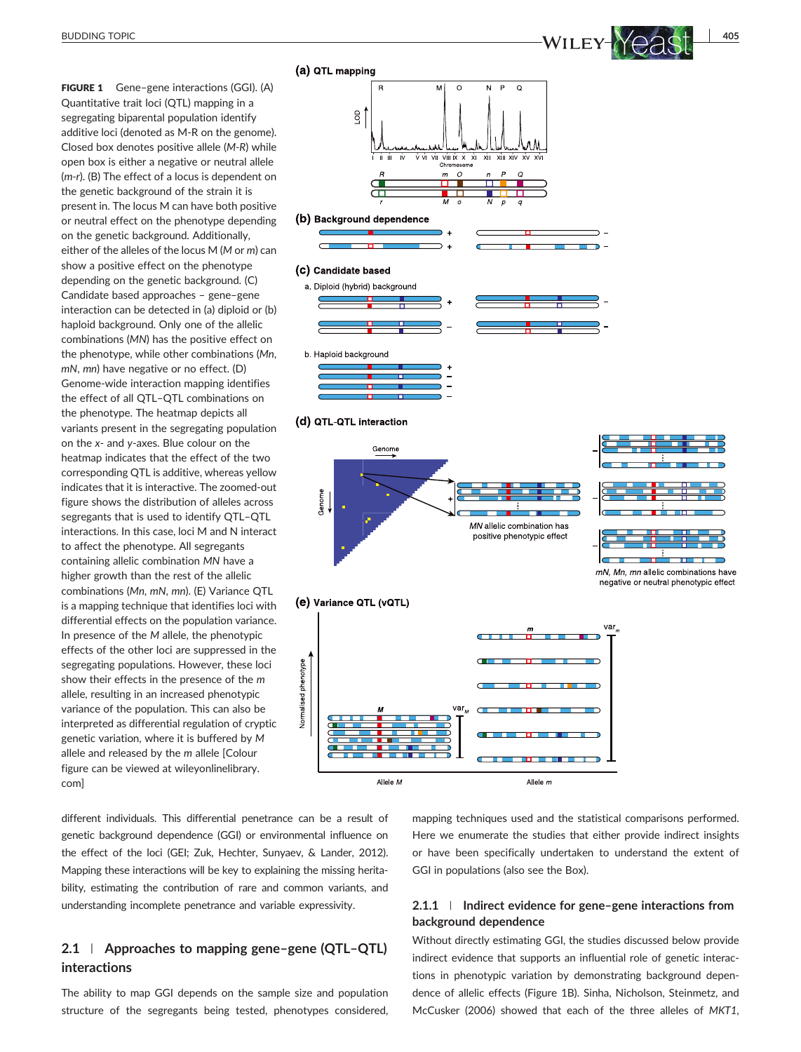FIGURE 1 Gene–gene interactions (GGI). (A) Quantitative trait loci (QTL) mapping in a segregating biparental population identify additive loci (denoted as M-R on the genome). Closed box denotes positive allele (*M-R*) while open box is either a negative or neutral allele (*m-r*). (B) The effect of a locus is dependent on the genetic background of the strain it is present in. The locus M can have both positive or neutral effect on the phenotype depending on the genetic background. Additionally, either of the alleles of the locus M (*M* or *m*) can show a positive effect on the phenotype depending on the genetic background. (C) Candidate based approaches – gene–gene interaction can be detected in (a) diploid or (b) haploid background. Only one of the allelic combinations (*MN*) has the positive effect on the phenotype, while other combinations (*Mn*, *mN*, *mn*) have negative or no effect. (D) Genome-wide interaction mapping identifies the effect of all QTL–QTL combinations on the phenotype. The heatmap depicts all variants present in the segregating population on the *x*- and *y*-axes. Blue colour on the heatmap indicates that the effect of the two corresponding QTL is additive, whereas yellow indicates that it is interactive. The zoomed-out figure shows the distribution of alleles across segregants that is used to identify QTL–QTL interactions. In this case, loci M and N interact to affect the phenotype. All segregants containing allelic combination *MN* have a higher growth than the rest of the allelic combinations (*Mn*, *mN*, *mn*). (E) Variance QTL is a mapping technique that identifies loci with differential effects on the population variance. In presence of the *M* allele, the phenotypic effects of the other loci are suppressed in the segregating populations. However, these loci show their effects in the presence of the *m* allele, resulting in an increased phenotypic variance of the population. This can also be interpreted as differential regulation of cryptic genetic variation, where it is buffered by *M* allele and released by the *m* allele [Colour figure can be viewed at wileyonlinelibrary.com]

different individuals. This differential penetrance can be a result of genetic background dependence (GGI) or environmental influence on the effect of the loci (GEI; Zuk, Hechter, Sunyaev, & Lander, 2012). Mapping these interactions will be key to explaining the missing heritability, estimating the contribution of rare and common variants, and understanding incomplete penetrance and variable expressivity.

## 2.1 | Approaches to mapping gene–gene (QTL–QTL) interactions

The ability to map GGI depends on the sample size and population structure of the segregants being tested, phenotypes considered, mapping techniques used and the statistical comparisons performed. Here we enumerate the studies that either provide indirect insights or have been specifically undertaken to understand the extent of GGI in populations (also see the Box).

### 2.1.1 | Indirect evidence for gene–gene interactions from background dependence

Without directly estimating GGI, the studies discussed below provide indirect evidence that supports an influential role of genetic interactions in phenotypic variation by demonstrating background dependence of allelic effects (Figure 1B). Sinha, Nicholson, Steinmetz, and McCusker (2006) showed that each of the three alleles of *MKT1*,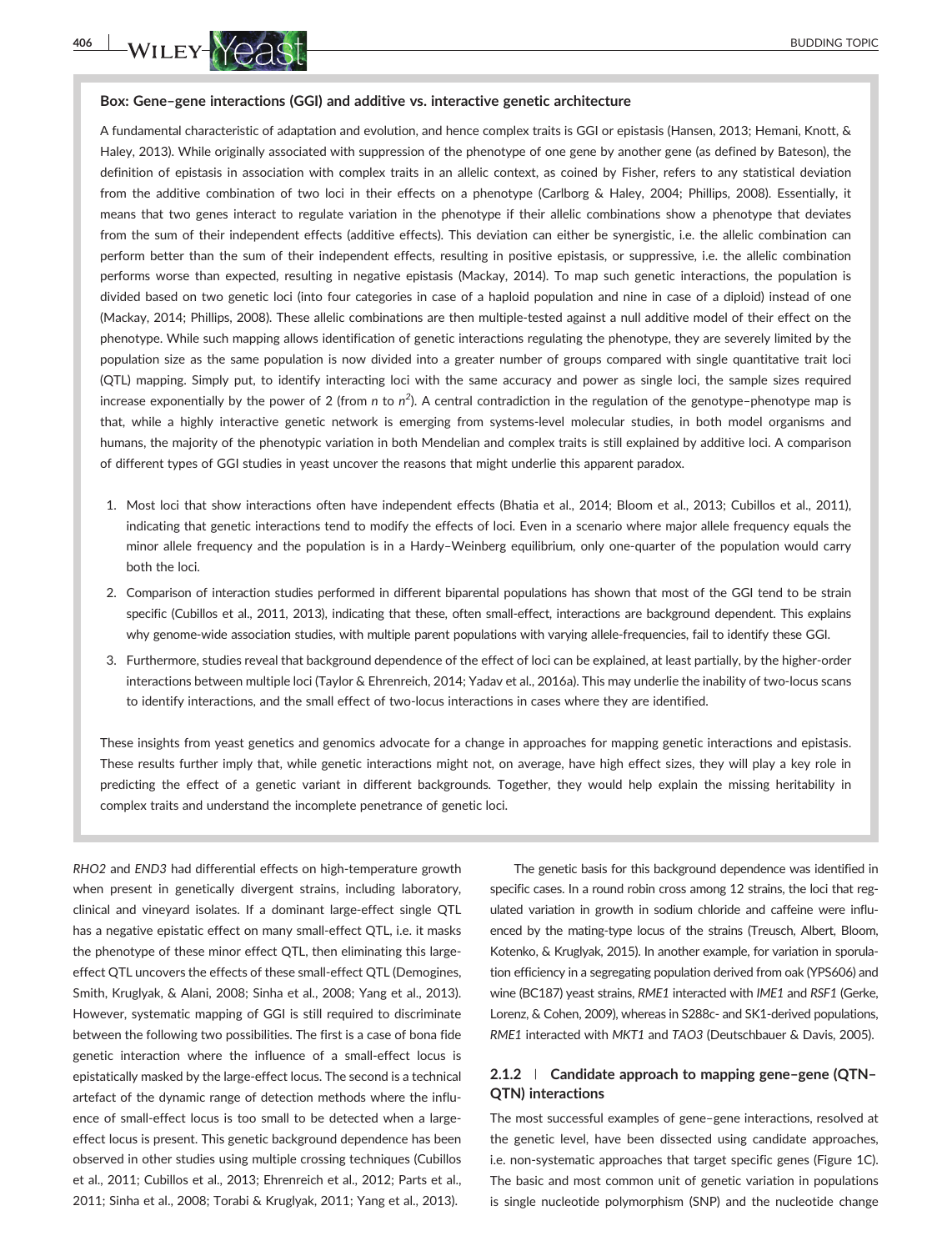**Box: Gene–gene interactions (GGI) and additive vs. interactive genetic architecture**

A fundamental characteristic of adaptation and evolution, and hence complex traits is GGI or epistasis (Hansen, 2013; Hemani, Knott, & Haley, 2013). While originally associated with suppression of the phenotype of one gene by another gene (as defined by Bateson), the definition of epistasis in association with complex traits in an allelic context, as coined by Fisher, refers to any statistical deviation from the additive combination of two loci in their effects on a phenotype (Carlborg & Haley, 2004; Phillips, 2008). Essentially, it means that two genes interact to regulate variation in the phenotype if their allelic combinations show a phenotype that deviates from the sum of their independent effects (additive effects). This deviation can either be synergistic, i.e. the allelic combination can perform better than the sum of their independent effects, resulting in positive epistasis, or suppressive, i.e. the allelic combination performs worse than expected, resulting in negative epistasis (Mackay, 2014). To map such genetic interactions, the population is divided based on two genetic loci (into four categories in case of a haploid population and nine in case of a diploid) instead of one (Mackay, 2014; Phillips, 2008). These allelic combinations are then multiple-tested against a null additive model of their effect on the phenotype. While such mapping allows identification of genetic interactions regulating the phenotype, they are severely limited by the population size as the same population is now divided into a greater number of groups compared with single quantitative trait loci (QTL) mapping. Simply put, to identify interacting loci with the same accuracy and power as single loci, the sample sizes required increase exponentially by the power of 2 (from $n$ to $n^2$). A central contradiction in the regulation of the genotype–phenotype map is that, while a highly interactive genetic network is emerging from systems-level molecular studies, in both model organisms and humans, the majority of the phenotypic variation in both Mendelian and complex traits is still explained by additive loci. A comparison of different types of GGI studies in yeast uncover the reasons that might underlie this apparent paradox.

1. Most loci that show interactions often have independent effects (Bhatia et al., 2014; Bloom et al., 2013; Cubillos et al., 2011), indicating that genetic interactions tend to modify the effects of loci. Even in a scenario where major allele frequency equals the minor allele frequency and the population is in a Hardy–Weinberg equilibrium, only one-quarter of the population would carry both the loci.
2. Comparison of interaction studies performed in different biparental populations has shown that most of the GGI tend to be strain specific (Cubillos et al., 2011, 2013), indicating that these, often small-effect, interactions are background dependent. This explains why genome-wide association studies, with multiple parent populations with varying allele-frequencies, fail to identify these GGI.
3. Furthermore, studies reveal that background dependence of the effect of loci can be explained, at least partially, by the higher-order interactions between multiple loci (Taylor & Ehrenreich, 2014; Yadav et al., 2016a). This may underlie the inability of two-locus scans to identify interactions, and the small effect of two-locus interactions in cases where they are identified.

These insights from yeast genetics and genomics advocate for a change in approaches for mapping genetic interactions and epistasis. These results further imply that, while genetic interactions might not, on average, have high effect sizes, they will play a key role in predicting the effect of a genetic variant in different backgrounds. Together, they would help explain the missing heritability in complex traits and understand the incomplete penetrance of genetic loci.

*RHO2* and *END3* had differential effects on high-temperature growth when present in genetically divergent strains, including laboratory, clinical and vineyard isolates. If a dominant large-effect single QTL has a negative epistatic effect on many small-effect QTL, i.e. it masks the phenotype of these minor effect QTL, then eliminating this large-effect QTL uncovers the effects of these small-effect QTL (Demogines, Smith, Kruglyak, & Alani, 2008; Sinha et al., 2008; Yang et al., 2013). However, systematic mapping of GGI is still required to discriminate between the following two possibilities. The first is a case of bona fide genetic interaction where the influence of a small-effect locus is epistatically masked by the large-effect locus. The second is a technical artefact of the dynamic range of detection methods where the influence of small-effect locus is too small to be detected when a large-effect locus is present. This genetic background dependence has been observed in other studies using multiple crossing techniques (Cubillos et al., 2011; Cubillos et al., 2013; Ehrenreich et al., 2012; Parts et al., 2011; Sinha et al., 2008; Torabi & Kruglyak, 2011; Yang et al., 2013).

The genetic basis for this background dependence was identified in specific cases. In a round robin cross among 12 strains, the loci that regulated variation in growth in sodium chloride and caffeine were influenced by the mating-type locus of the strains (Treusch, Albert, Bloom, Kotenko, & Kruglyak, 2015). In another example, for variation in sporulation efficiency in a segregating population derived from oak (YPS606) and wine (BC187) yeast strains, *RME1* interacted with *IME1* and *RSF1* (Gerke, Lorenz, & Cohen, 2009), whereas in S288c- and SK1-derived populations, *RME1* interacted with *MKT1* and *TAO3* (Deutschbauer & Davis, 2005).

### 2.1.2 | Candidate approach to mapping gene–gene (QTN–QTN) interactions

The most successful examples of gene–gene interactions, resolved at the genetic level, have been dissected using candidate approaches, i.e. non-systematic approaches that target specific genes (Figure 1C). The basic and most common unit of genetic variation in populations is single nucleotide polymorphism (SNP) and the nucleotide change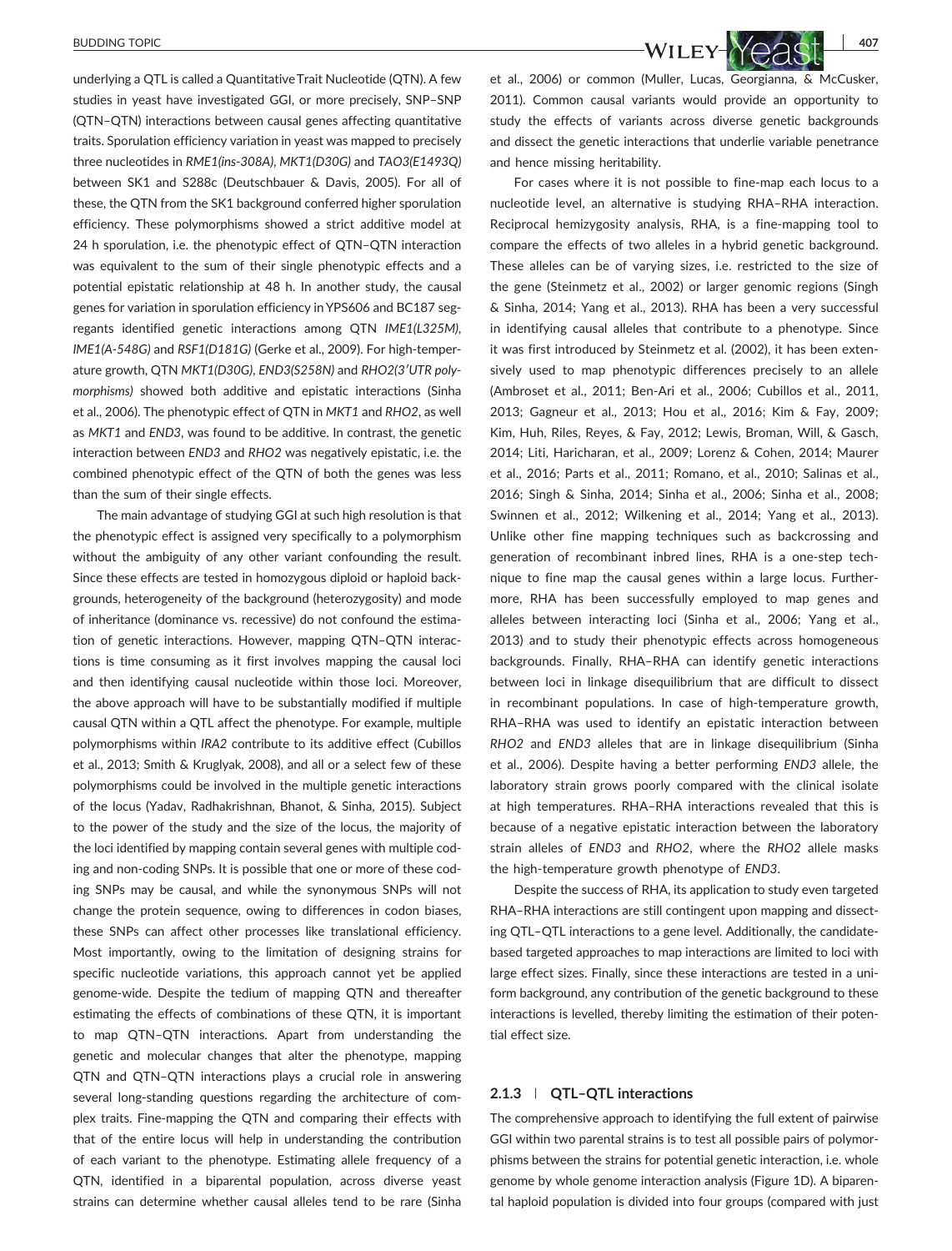underlying a QTL is called a Quantitative Trait Nucleotide (QTN). A few studies in yeast have investigated GGI, or more precisely, SNP–SNP (QTN–QTN) interactions between causal genes affecting quantitative traits. Sporulation efficiency variation in yeast was mapped to precisely three nucleotides in *RME1(ins-308A)*, *MKT1(D30G)* and *TAO3(E1493Q)* between SK1 and S288c (Deutschbauer & Davis, 2005). For all of these, the QTN from the SK1 background conferred higher sporulation efficiency. These polymorphisms showed a strict additive model at 24 h sporulation, i.e. the phenotypic effect of QTN–QTN interaction was equivalent to the sum of their single phenotypic effects and a potential epistatic relationship at 48 h. In another study, the causal genes for variation in sporulation efficiency in YPS606 and BC187 segregants identified genetic interactions among QTN *IME1(L325M)*, *IME1(A-548G)* and *RSF1(D181G)* (Gerke et al., 2009). For high-temperature growth, QTN *MKT1(D30G)*, *END3(S258N)* and *RHO2(3′UTR polymorphisms)* showed both additive and epistatic interactions (Sinha et al., 2006). The phenotypic effect of QTN in *MKT1* and *RHO2*, as well as *MKT1* and *END3*, was found to be additive. In contrast, the genetic interaction between *END3* and *RHO2* was negatively epistatic, i.e. the combined phenotypic effect of the QTN of both the genes was less than the sum of their single effects.

The main advantage of studying GGI at such high resolution is that the phenotypic effect is assigned very specifically to a polymorphism without the ambiguity of any other variant confounding the result. Since these effects are tested in homozygous diploid or haploid backgrounds, heterogeneity of the background (heterozygosity) and mode of inheritance (dominance vs. recessive) do not confound the estimation of genetic interactions. However, mapping QTN–QTN interactions is time consuming as it first involves mapping the causal loci and then identifying causal nucleotide within those loci. Moreover, the above approach will have to be substantially modified if multiple causal QTN within a QTL affect the phenotype. For example, multiple polymorphisms within *IRA2* contribute to its additive effect (Cubillos et al., 2013; Smith & Kruglyak, 2008), and all or a select few of these polymorphisms could be involved in the multiple genetic interactions of the locus (Yadav, Radhakrishnan, Bhanot, & Sinha, 2015). Subject to the power of the study and the size of the locus, the majority of the loci identified by mapping contain several genes with multiple coding and non-coding SNPs. It is possible that one or more of these coding SNPs may be causal, and while the synonymous SNPs will not change the protein sequence, owing to differences in codon biases, these SNPs can affect other processes like translational efficiency. Most importantly, owing to the limitation of designing strains for specific nucleotide variations, this approach cannot yet be applied genome-wide. Despite the tedium of mapping QTN and thereafter estimating the effects of combinations of these QTN, it is important to map QTN–QTN interactions. Apart from understanding the genetic and molecular changes that alter the phenotype, mapping QTN and QTN–QTN interactions plays a crucial role in answering several long-standing questions regarding the architecture of complex traits. Fine-mapping the QTN and comparing their effects with that of the entire locus will help in understanding the contribution of each variant to the phenotype. Estimating allele frequency of a QTN, identified in a biparental population, across diverse yeast strains can determine whether causal alleles tend to be rare (Sinha et al., 2006) or common (Muller, Lucas, Georgianna, & McCusker, 2011). Common causal variants would provide an opportunity to study the effects of variants across diverse genetic backgrounds and dissect the genetic interactions that underlie variable penetrance and hence missing heritability.

For cases where it is not possible to fine-map each locus to a nucleotide level, an alternative is studying RHA–RHA interaction. Reciprocal hemizygosity analysis, RHA, is a fine-mapping tool to compare the effects of two alleles in a hybrid genetic background. These alleles can be of varying sizes, i.e. restricted to the size of the gene (Steinmetz et al., 2002) or larger genomic regions (Singh & Sinha, 2014; Yang et al., 2013). RHA has been a very successful in identifying causal alleles that contribute to a phenotype. Since it was first introduced by Steinmetz et al. (2002), it has been extensively used to map phenotypic differences precisely to an allele (Ambroset et al., 2011; Ben-Ari et al., 2006; Cubillos et al., 2011, 2013; Gagneur et al., 2013; Hou et al., 2016; Kim & Fay, 2009; Kim, Huh, Riles, Reyes, & Fay, 2012; Lewis, Broman, Will, & Gasch, 2014; Liti, Haricharan, et al., 2009; Lorenz & Cohen, 2014; Maurer et al., 2016; Parts et al., 2011; Romano, et al., 2010; Salinas et al., 2016; Singh & Sinha, 2014; Sinha et al., 2006; Sinha et al., 2008; Swinnen et al., 2012; Wilkening et al., 2014; Yang et al., 2013). Unlike other fine mapping techniques such as backcrossing and generation of recombinant inbred lines, RHA is a one-step technique to fine map the causal genes within a large locus. Furthermore, RHA has been successfully employed to map genes and alleles between interacting loci (Sinha et al., 2006; Yang et al., 2013) and to study their phenotypic effects across homogeneous backgrounds. Finally, RHA–RHA can identify genetic interactions between loci in linkage disequilibrium that are difficult to dissect in recombinant populations. In case of high-temperature growth, RHA–RHA was used to identify an epistatic interaction between *RHO2* and *END3* alleles that are in linkage disequilibrium (Sinha et al., 2006). Despite having a better performing *END3* allele, the laboratory strain grows poorly compared with the clinical isolate at high temperatures. RHA–RHA interactions revealed that this is because of a negative epistatic interaction between the laboratory strain alleles of *END3* and *RHO2*, where the *RHO2* allele masks the high-temperature growth phenotype of *END3*.

Despite the success of RHA, its application to study even targeted RHA–RHA interactions are still contingent upon mapping and dissecting QTL–QTL interactions to a gene level. Additionally, the candidate-based targeted approaches to map interactions are limited to loci with large effect sizes. Finally, since these interactions are tested in a uniform background, any contribution of the genetic background to these interactions is levelled, thereby limiting the estimation of their potential effect size.

### 2.1.3 | QTL–QTL interactions

The comprehensive approach to identifying the full extent of pairwise GGI within two parental strains is to test all possible pairs of polymorphisms between the strains for potential genetic interaction, i.e. whole genome by whole genome interaction analysis (Figure 1D). A biparental haploid population is divided into four groups (compared with just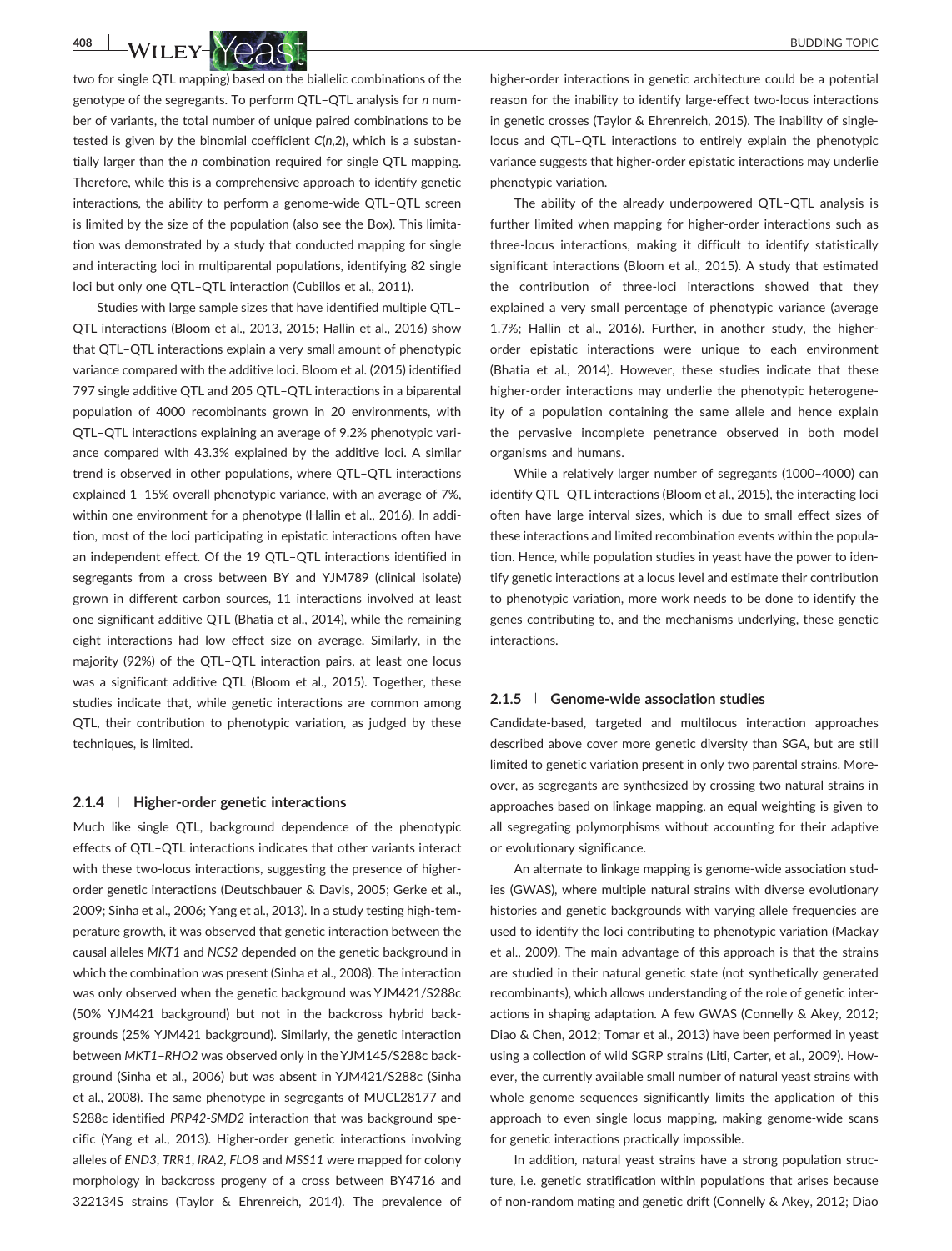two for single QTL mapping) based on the biallelic combinations of the genotype of the segregants. To perform QTL–QTL analysis for *n* number of variants, the total number of unique paired combinations to be tested is given by the binomial coefficient $C(n,2)$, which is a substantially larger than the *n* combination required for single QTL mapping. Therefore, while this is a comprehensive approach to identify genetic interactions, the ability to perform a genome-wide QTL–QTL screen is limited by the size of the population (also see the Box). This limitation was demonstrated by a study that conducted mapping for single and interacting loci in multiparental populations, identifying 82 single loci but only one QTL–QTL interaction (Cubillos et al., 2011).

Studies with large sample sizes that have identified multiple QTL–QTL interactions (Bloom et al., 2013, 2015; Hallin et al., 2016) show that QTL–QTL interactions explain a very small amount of phenotypic variance compared with the additive loci. Bloom et al. (2015) identified 797 single additive QTL and 205 QTL–QTL interactions in a biparental population of 4000 recombinants grown in 20 environments, with QTL–QTL interactions explaining an average of 9.2% phenotypic variance compared with 43.3% explained by the additive loci. A similar trend is observed in other populations, where QTL–QTL interactions explained 1–15% overall phenotypic variance, with an average of 7%, within one environment for a phenotype (Hallin et al., 2016). In addition, most of the loci participating in epistatic interactions often have an independent effect. Of the 19 QTL–QTL interactions identified in segregants from a cross between BY and YJM789 (clinical isolate) grown in different carbon sources, 11 interactions involved at least one significant additive QTL (Bhatia et al., 2014), while the remaining eight interactions had low effect size on average. Similarly, in the majority (92%) of the QTL–QTL interaction pairs, at least one locus was a significant additive QTL (Bloom et al., 2015). Together, these studies indicate that, while genetic interactions are common among QTL, their contribution to phenotypic variation, as judged by these techniques, is limited.

### 2.1.4 | Higher-order genetic interactions

Much like single QTL, background dependence of the phenotypic effects of QTL–QTL interactions indicates that other variants interact with these two-locus interactions, suggesting the presence of higher-order genetic interactions (Deutschbauer & Davis, 2005; Gerke et al., 2009; Sinha et al., 2006; Yang et al., 2013). In a study testing high-temperature growth, it was observed that genetic interaction between the causal alleles *MKT1* and *NCS2* depended on the genetic background in which the combination was present (Sinha et al., 2008). The interaction was only observed when the genetic background was YJM421/S288c (50% YJM421 background) but not in the backcross hybrid backgrounds (25% YJM421 background). Similarly, the genetic interaction between *MKT1–RHO2* was observed only in the YJM145/S288c background (Sinha et al., 2006) but was absent in YJM421/S288c (Sinha et al., 2008). The same phenotype in segregants of MUCL28177 and S288c identified *PRP42-SMD2* interaction that was background specific (Yang et al., 2013). Higher-order genetic interactions involving alleles of *END3*, *TRR1*, *IRA2*, *FLO8* and *MSS11* were mapped for colony morphology in backcross progeny of a cross between BY4716 and 322134S strains (Taylor & Ehrenreich, 2014). The prevalence of higher-order interactions in genetic architecture could be a potential reason for the inability to identify large-effect two-locus interactions in genetic crosses (Taylor & Ehrenreich, 2015). The inability of single-locus and QTL–QTL interactions to entirely explain the phenotypic variance suggests that higher-order epistatic interactions may underlie phenotypic variation.

The ability of the already underpowered QTL–QTL analysis is further limited when mapping for higher-order interactions such as three-locus interactions, making it difficult to identify statistically significant interactions (Bloom et al., 2015). A study that estimated the contribution of three-loci interactions showed that they explained a very small percentage of phenotypic variance (average 1.7%; Hallin et al., 2016). Further, in another study, the higher-order epistatic interactions were unique to each environment (Bhatia et al., 2014). However, these studies indicate that these higher-order interactions may underlie the phenotypic heterogeneity of a population containing the same allele and hence explain the pervasive incomplete penetrance observed in both model organisms and humans.

While a relatively larger number of segregants (1000–4000) can identify QTL–QTL interactions (Bloom et al., 2015), the interacting loci often have large interval sizes, which is due to small effect sizes of these interactions and limited recombination events within the population. Hence, while population studies in yeast have the power to identify genetic interactions at a locus level and estimate their contribution to phenotypic variation, more work needs to be done to identify the genes contributing to, and the mechanisms underlying, these genetic interactions.

### 2.1.5 | Genome-wide association studies

Candidate-based, targeted and multilocus interaction approaches described above cover more genetic diversity than SGA, but are still limited to genetic variation present in only two parental strains. Moreover, as segregants are synthesized by crossing two natural strains in approaches based on linkage mapping, an equal weighting is given to all segregating polymorphisms without accounting for their adaptive or evolutionary significance.

An alternate to linkage mapping is genome-wide association studies (GWAS), where multiple natural strains with diverse evolutionary histories and genetic backgrounds with varying allele frequencies are used to identify the loci contributing to phenotypic variation (Mackay et al., 2009). The main advantage of this approach is that the strains are studied in their natural genetic state (not synthetically generated recombinants), which allows understanding of the role of genetic interactions in shaping adaptation. A few GWAS (Connelly & Akey, 2012; Diao & Chen, 2012; Tomar et al., 2013) have been performed in yeast using a collection of wild SGRP strains (Liti, Carter, et al., 2009). However, the currently available small number of natural yeast strains with whole genome sequences significantly limits the application of this approach to even single locus mapping, making genome-wide scans for genetic interactions practically impossible.

In addition, natural yeast strains have a strong population structure, i.e. genetic stratification within populations that arises because of non-random mating and genetic drift (Connelly & Akey, 2012; Diao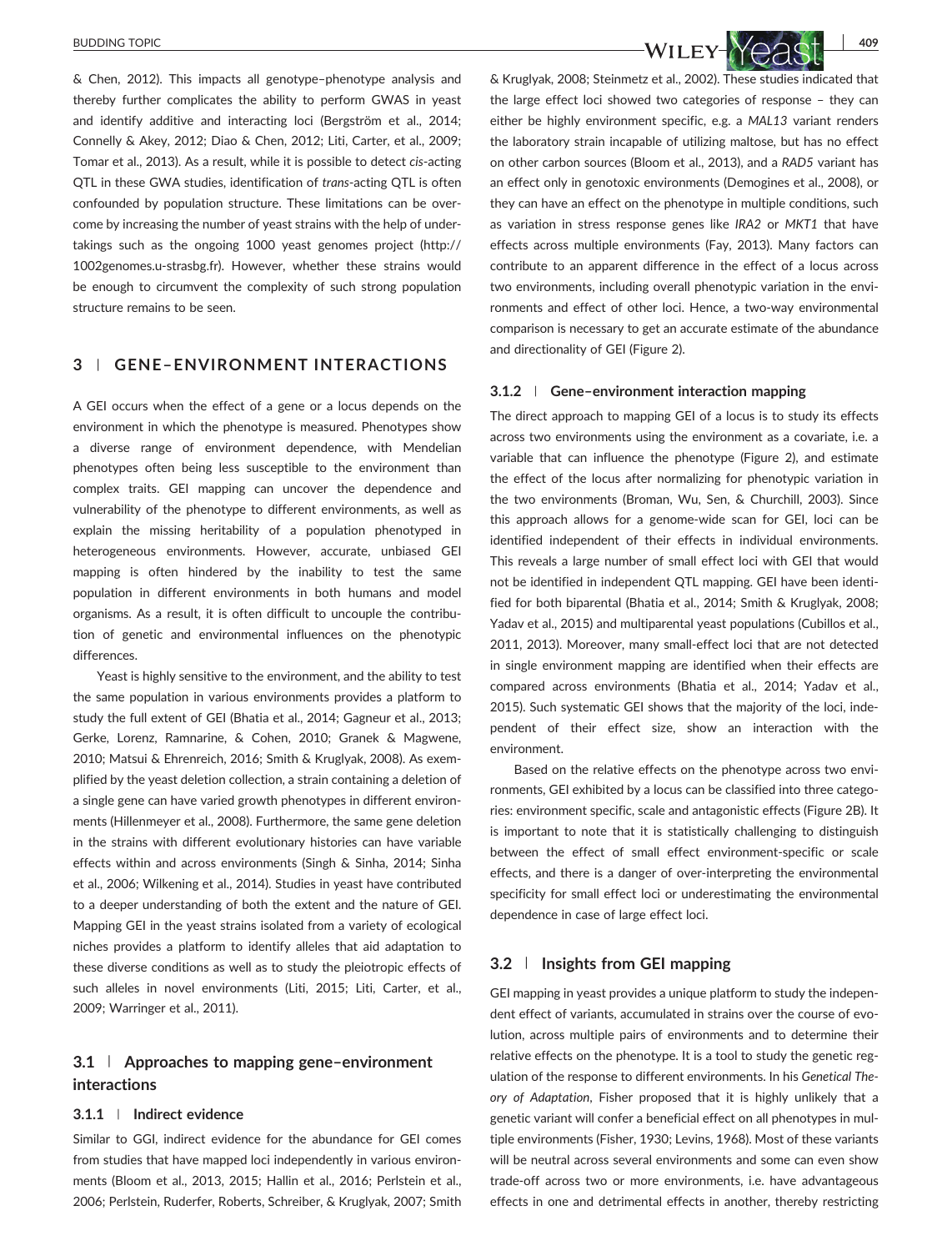& Chen, 2012). This impacts all genotype–phenotype analysis and thereby further complicates the ability to perform GWAS in yeast and identify additive and interacting loci (Bergström et al., 2014; Connelly & Akey, 2012; Diao & Chen, 2012; Liti, Carter, et al., 2009; Tomar et al., 2013). As a result, while it is possible to detect *cis*-acting QTL in these GWA studies, identification of *trans*-acting QTL is often confounded by population structure. These limitations can be overcome by increasing the number of yeast strains with the help of undertakings such as the ongoing 1000 yeast genomes project (http://1002genomes.u-strasbg.fr). However, whether these strains would be enough to circumvent the complexity of such strong population structure remains to be seen.

## 3 | GENE–ENVIRONMENT INTERACTIONS

A GEI occurs when the effect of a gene or a locus depends on the environment in which the phenotype is measured. Phenotypes show a diverse range of environment dependence, with Mendelian phenotypes often being less susceptible to the environment than complex traits. GEI mapping can uncover the dependence and vulnerability of the phenotype to different environments, as well as explain the missing heritability of a population phenotyped in heterogeneous environments. However, accurate, unbiased GEI mapping is often hindered by the inability to test the same population in different environments in both humans and model organisms. As a result, it is often difficult to uncouple the contribution of genetic and environmental influences on the phenotypic differences.

Yeast is highly sensitive to the environment, and the ability to test the same population in various environments provides a platform to study the full extent of GEI (Bhatia et al., 2014; Gagneur et al., 2013; Gerke, Lorenz, Ramnarine, & Cohen, 2010; Granek & Magwene, 2010; Matsui & Ehrenreich, 2016; Smith & Kruglyak, 2008). As exemplified by the yeast deletion collection, a strain containing a deletion of a single gene can have varied growth phenotypes in different environments (Hillenmeyer et al., 2008). Furthermore, the same gene deletion in the strains with different evolutionary histories can have variable effects within and across environments (Singh & Sinha, 2014; Sinha et al., 2006; Wilkening et al., 2014). Studies in yeast have contributed to a deeper understanding of both the extent and the nature of GEI. Mapping GEI in the yeast strains isolated from a variety of ecological niches provides a platform to identify alleles that aid adaptation to these diverse conditions as well as to study the pleiotropic effects of such alleles in novel environments (Liti, 2015; Liti, Carter, et al., 2009; Warringer et al., 2011).

### 3.1 | Approaches to mapping gene–environment interactions

#### 3.1.1 | Indirect evidence

Similar to GGI, indirect evidence for the abundance for GEI comes from studies that have mapped loci independently in various environments (Bloom et al., 2013, 2015; Hallin et al., 2016; Perlstein et al., 2006; Perlstein, Ruderfer, Roberts, Schreiber, & Kruglyak, 2007; Smith & Kruglyak, 2008; Steinmetz et al., 2002). These studies indicated that the large effect loci showed two categories of response – they can either be highly environment specific, e.g. a *MAL13* variant renders the laboratory strain incapable of utilizing maltose, but has no effect on other carbon sources (Bloom et al., 2013), and a *RAD5* variant has an effect only in genotoxic environments (Demogines et al., 2008), or they can have an effect on the phenotype in multiple conditions, such as variation in stress response genes like *IRA2* or *MKT1* that have effects across multiple environments (Fay, 2013). Many factors can contribute to an apparent difference in the effect of a locus across two environments, including overall phenotypic variation in the environments and effect of other loci. Hence, a two-way environmental comparison is necessary to get an accurate estimate of the abundance and directionality of GEI (Figure 2).

#### 3.1.2 | Gene–environment interaction mapping

The direct approach to mapping GEI of a locus is to study its effects across two environments using the environment as a covariate, i.e. a variable that can influence the phenotype (Figure 2), and estimate the effect of the locus after normalizing for phenotypic variation in the two environments (Broman, Wu, Sen, & Churchill, 2003). Since this approach allows for a genome-wide scan for GEI, loci can be identified independent of their effects in individual environments. This reveals a large number of small effect loci with GEI that would not be identified in independent QTL mapping. GEI have been identified for both biparental (Bhatia et al., 2014; Smith & Kruglyak, 2008; Yadav et al., 2015) and multiparental yeast populations (Cubillos et al., 2011, 2013). Moreover, many small-effect loci that are not detected in single environment mapping are identified when their effects are compared across environments (Bhatia et al., 2014; Yadav et al., 2015). Such systematic GEI shows that the majority of the loci, independent of their effect size, show an interaction with the environment.

Based on the relative effects on the phenotype across two environments, GEI exhibited by a locus can be classified into three categories: environment specific, scale and antagonistic effects (Figure 2B). It is important to note that it is statistically challenging to distinguish between the effect of small effect environment-specific or scale effects, and there is a danger of over-interpreting the environmental specificity for small effect loci or underestimating the environmental dependence in case of large effect loci.

### 3.2 | Insights from GEI mapping

GEI mapping in yeast provides a unique platform to study the independent effect of variants, accumulated in strains over the course of evolution, across multiple pairs of environments and to determine their relative effects on the phenotype. It is a tool to study the genetic regulation of the response to different environments. In his *Genetical Theory of Adaptation*, Fisher proposed that it is highly unlikely that a genetic variant will confer a beneficial effect on all phenotypes in multiple environments (Fisher, 1930; Levins, 1968). Most of these variants will be neutral across several environments and some can even show trade-off across two or more environments, i.e. have advantageous effects in one and detrimental effects in another, thereby restricting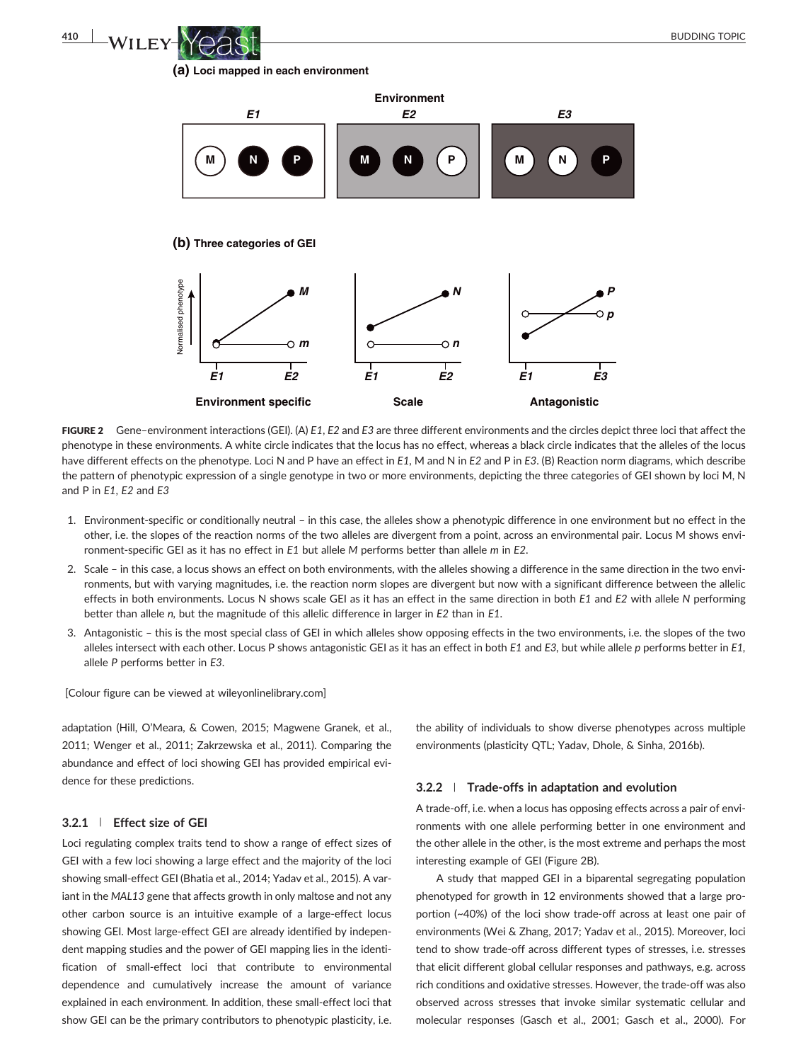**(a) Loci mapped in each environment**

**(b) Three categories of GEI**

**FIGURE 2** Gene–environment interactions (GEI). (A) *E1*, *E2* and *E3* are three different environments and the circles depict three loci that affect the phenotype in these environments. A white circle indicates that the locus has no effect, whereas a black circle indicates that the alleles of the locus have different effects on the phenotype. Loci N and P have an effect in *E1*, M and N in *E2* and P in *E3*. (B) Reaction norm diagrams, which describe the pattern of phenotypic expression of a single genotype in two or more environments, depicting the three categories of GEI shown by loci M, N and P in *E1*, *E2* and *E3*

1. Environment-specific or conditionally neutral – in this case, the alleles show a phenotypic difference in one environment but no effect in the other, i.e. the slopes of the reaction norms of the two alleles are divergent from a point, across an environmental pair. Locus M shows environment-specific GEI as it has no effect in *E1* but allele *M* performs better than allele *m* in *E2*.
2. Scale – in this case, a locus shows an effect on both environments, with the alleles showing a difference in the same direction in the two environments, but with varying magnitudes, i.e. the reaction norm slopes are divergent but now with a significant difference between the allelic effects in both environments. Locus N shows scale GEI as it has an effect in the same direction in both *E1* and *E2* with allele *N* performing better than allele *n*, but the magnitude of this allelic difference in larger in *E2* than in *E1*.
3. Antagonistic – this is the most special class of GEI in which alleles show opposing effects in the two environments, i.e. the slopes of the two alleles intersect with each other. Locus P shows antagonistic GEI as it has an effect in both *E1* and *E3*, but while allele *p* performs better in *E1*, allele *P* performs better in *E3*.

[Colour figure can be viewed at wileyonlinelibrary.com]

adaptation (Hill, O'Meara, & Cowen, 2015; Magwene Granek, et al., 2011; Wenger et al., 2011; Zakrzewska et al., 2011). Comparing the abundance and effect of loci showing GEI has provided empirical evidence for these predictions.

### 3.2.1 | Effect size of GEI

Loci regulating complex traits tend to show a range of effect sizes of GEI with a few loci showing a large effect and the majority of the loci showing small-effect GEI (Bhatia et al., 2014; Yadav et al., 2015). A variant in the *MAL13* gene that affects growth in only maltose and not any other carbon source is an intuitive example of a large-effect locus showing GEI. Most large-effect GEI are already identified by independent mapping studies and the power of GEI mapping lies in the identification of small-effect loci that contribute to environmental dependence and cumulatively increase the amount of variance explained in each environment. In addition, these small-effect loci that show GEI can be the primary contributors to phenotypic plasticity, i.e. the ability of individuals to show diverse phenotypes across multiple environments (plasticity QTL; Yadav, Dhole, & Sinha, 2016b).

### 3.2.2 | Trade-offs in adaptation and evolution

A trade-off, i.e. when a locus has opposing effects across a pair of environments with one allele performing better in one environment and the other allele in the other, is the most extreme and perhaps the most interesting example of GEI (Figure 2B).

A study that mapped GEI in a biparental segregating population phenotyped for growth in 12 environments showed that a large proportion (~40%) of the loci show trade-off across at least one pair of environments (Wei & Zhang, 2017; Yadav et al., 2015). Moreover, loci tend to show trade-off across different types of stresses, i.e. stresses that elicit different global cellular responses and pathways, e.g. across rich conditions and oxidative stresses. However, the trade-off was also observed across stresses that invoke similar systematic cellular and molecular responses (Gasch et al., 2001; Gasch et al., 2000). For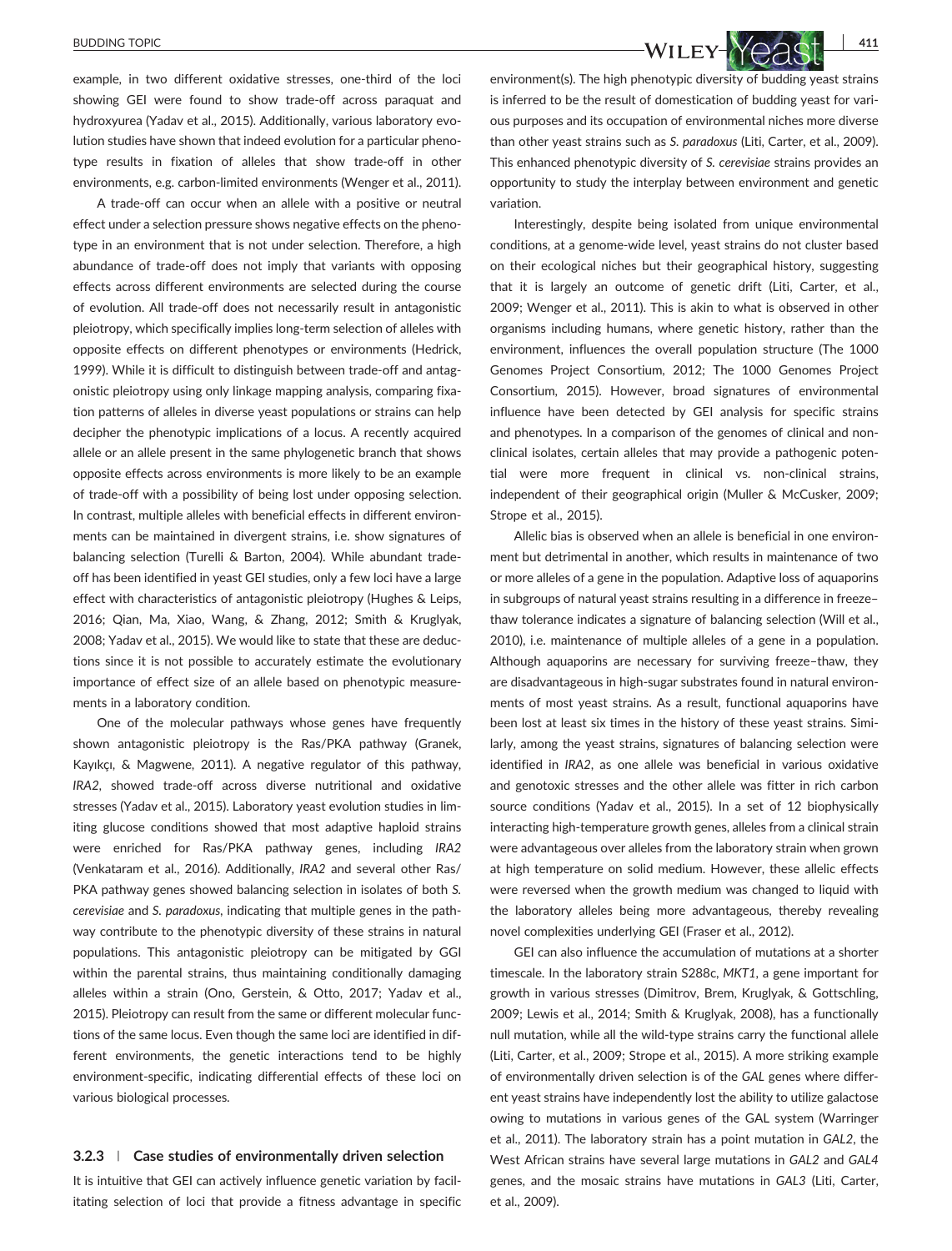example, in two different oxidative stresses, one-third of the loci showing GEI were found to show trade-off across paraquat and hydroxyurea (Yadav et al., 2015). Additionally, various laboratory evolution studies have shown that indeed evolution for a particular phenotype results in fixation of alleles that show trade-off in other environments, e.g. carbon-limited environments (Wenger et al., 2011).

A trade-off can occur when an allele with a positive or neutral effect under a selection pressure shows negative effects on the phenotype in an environment that is not under selection. Therefore, a high abundance of trade-off does not imply that variants with opposing effects across different environments are selected during the course of evolution. All trade-off does not necessarily result in antagonistic pleiotropy, which specifically implies long-term selection of alleles with opposite effects on different phenotypes or environments (Hedrick, 1999). While it is difficult to distinguish between trade-off and antagonistic pleiotropy using only linkage mapping analysis, comparing fixation patterns of alleles in diverse yeast populations or strains can help decipher the phenotypic implications of a locus. A recently acquired allele or an allele present in the same phylogenetic branch that shows opposite effects across environments is more likely to be an example of trade-off with a possibility of being lost under opposing selection. In contrast, multiple alleles with beneficial effects in different environments can be maintained in divergent strains, i.e. show signatures of balancing selection (Turelli & Barton, 2004). While abundant trade-off has been identified in yeast GEI studies, only a few loci have a large effect with characteristics of antagonistic pleiotropy (Hughes & Leips, 2016; Qian, Ma, Xiao, Wang, & Zhang, 2012; Smith & Kruglyak, 2008; Yadav et al., 2015). We would like to state that these are deductions since it is not possible to accurately estimate the evolutionary importance of effect size of an allele based on phenotypic measurements in a laboratory condition.

One of the molecular pathways whose genes have frequently shown antagonistic pleiotropy is the Ras/PKA pathway (Granek, Kayıkçı, & Magwene, 2011). A negative regulator of this pathway, *IRA2*, showed trade-off across diverse nutritional and oxidative stresses (Yadav et al., 2015). Laboratory yeast evolution studies in limiting glucose conditions showed that most adaptive haploid strains were enriched for Ras/PKA pathway genes, including *IRA2* (Venkataram et al., 2016). Additionally, *IRA2* and several other Ras/PKA pathway genes showed balancing selection in isolates of both *S. cerevisiae* and *S. paradoxus*, indicating that multiple genes in the pathway contribute to the phenotypic diversity of these strains in natural populations. This antagonistic pleiotropy can be mitigated by GGI within the parental strains, thus maintaining conditionally damaging alleles within a strain (Ono, Gerstein, & Otto, 2017; Yadav et al., 2015). Pleiotropy can result from the same or different molecular functions of the same locus. Even though the same loci are identified in different environments, the genetic interactions tend to be highly environment-specific, indicating differential effects of these loci on various biological processes.

### 3.2.3 | Case studies of environmentally driven selection

It is intuitive that GEI can actively influence genetic variation by facilitating selection of loci that provide a fitness advantage in specific environment(s). The high phenotypic diversity of budding yeast strains is inferred to be the result of domestication of budding yeast for various purposes and its occupation of environmental niches more diverse than other yeast strains such as *S. paradoxus* (Liti, Carter, et al., 2009). This enhanced phenotypic diversity of *S. cerevisiae* strains provides an opportunity to study the interplay between environment and genetic variation.

Interestingly, despite being isolated from unique environmental conditions, at a genome-wide level, yeast strains do not cluster based on their ecological niches but their geographical history, suggesting that it is largely an outcome of genetic drift (Liti, Carter, et al., 2009; Wenger et al., 2011). This is akin to what is observed in other organisms including humans, where genetic history, rather than the environment, influences the overall population structure (The 1000 Genomes Project Consortium, 2012; The 1000 Genomes Project Consortium, 2015). However, broad signatures of environmental influence have been detected by GEI analysis for specific strains and phenotypes. In a comparison of the genomes of clinical and non-clinical isolates, certain alleles that may provide a pathogenic potential were more frequent in clinical vs. non-clinical strains, independent of their geographical origin (Muller & McCusker, 2009; Strope et al., 2015).

Allelic bias is observed when an allele is beneficial in one environment but detrimental in another, which results in maintenance of two or more alleles of a gene in the population. Adaptive loss of aquaporins in subgroups of natural yeast strains resulting in a difference in freeze–thaw tolerance indicates a signature of balancing selection (Will et al., 2010), i.e. maintenance of multiple alleles of a gene in a population. Although aquaporins are necessary for surviving freeze–thaw, they are disadvantageous in high-sugar substrates found in natural environments of most yeast strains. As a result, functional aquaporins have been lost at least six times in the history of these yeast strains. Similarly, among the yeast strains, signatures of balancing selection were identified in *IRA2*, as one allele was beneficial in various oxidative and genotoxic stresses and the other allele was fitter in rich carbon source conditions (Yadav et al., 2015). In a set of 12 biophysically interacting high-temperature growth genes, alleles from a clinical strain were advantageous over alleles from the laboratory strain when grown at high temperature on solid medium. However, these allelic effects were reversed when the growth medium was changed to liquid with the laboratory alleles being more advantageous, thereby revealing novel complexities underlying GEI (Fraser et al., 2012).

GEI can also influence the accumulation of mutations at a shorter timescale. In the laboratory strain S288c, *MKT1*, a gene important for growth in various stresses (Dimitrov, Brem, Kruglyak, & Gottschling, 2009; Lewis et al., 2014; Smith & Kruglyak, 2008), has a functionally null mutation, while all the wild-type strains carry the functional allele (Liti, Carter, et al., 2009; Strope et al., 2015). A more striking example of environmentally driven selection is of the *GAL* genes where different yeast strains have independently lost the ability to utilize galactose owing to mutations in various genes of the GAL system (Warringer et al., 2011). The laboratory strain has a point mutation in *GAL2*, the West African strains have several large mutations in *GAL2* and *GAL4* genes, and the mosaic strains have mutations in *GAL3* (Liti, Carter, et al., 2009).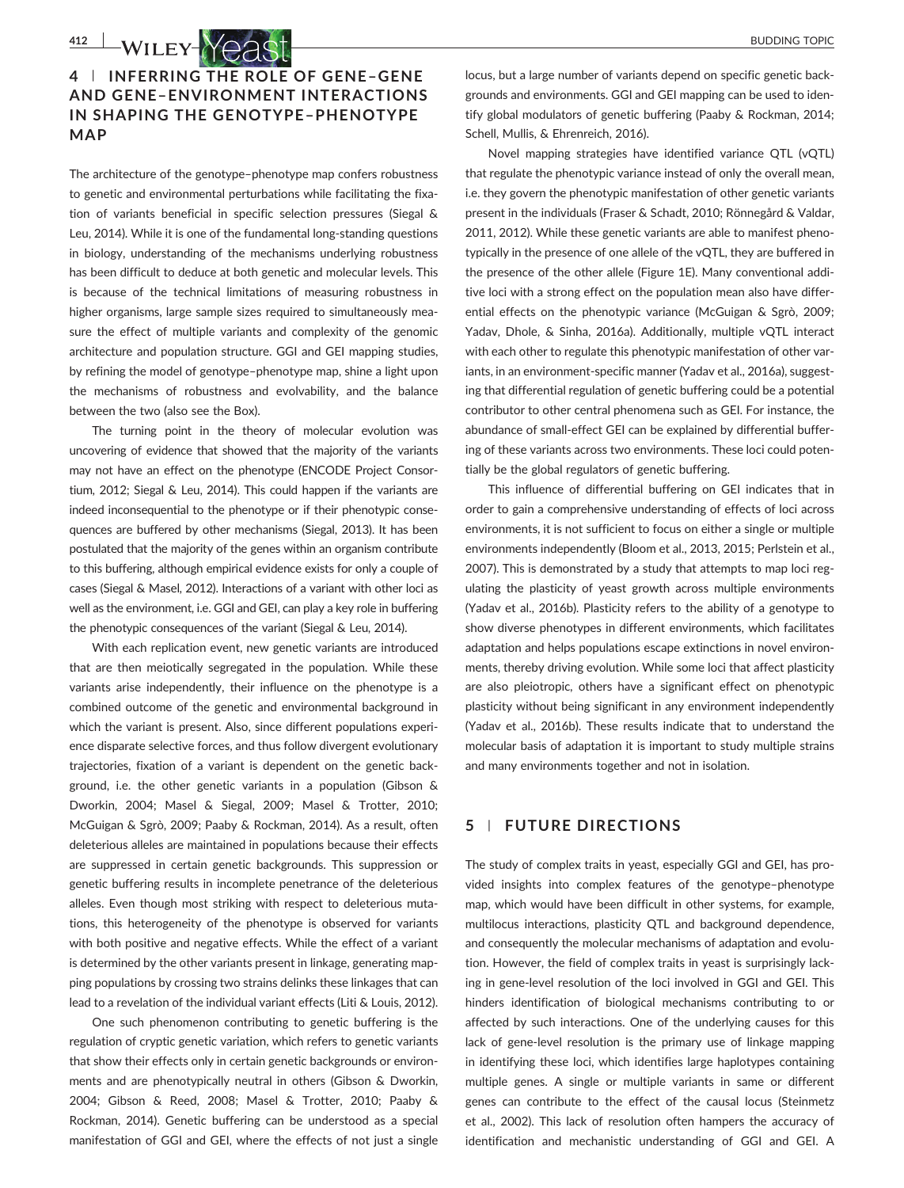## 4 | INFERRING THE ROLE OF GENE–GENE AND GENE–ENVIRONMENT INTERACTIONS IN SHAPING THE GENOTYPE–PHENOTYPE MAP

The architecture of the genotype–phenotype map confers robustness to genetic and environmental perturbations while facilitating the fixation of variants beneficial in specific selection pressures (Siegal & Leu, 2014). While it is one of the fundamental long-standing questions in biology, understanding of the mechanisms underlying robustness has been difficult to deduce at both genetic and molecular levels. This is because of the technical limitations of measuring robustness in higher organisms, large sample sizes required to simultaneously measure the effect of multiple variants and complexity of the genomic architecture and population structure. GGI and GEI mapping studies, by refining the model of genotype–phenotype map, shine a light upon the mechanisms of robustness and evolvability, and the balance between the two (also see the Box).

The turning point in the theory of molecular evolution was uncovering of evidence that showed that the majority of the variants may not have an effect on the phenotype (ENCODE Project Consortium, 2012; Siegal & Leu, 2014). This could happen if the variants are indeed inconsequential to the phenotype or if their phenotypic consequences are buffered by other mechanisms (Siegal, 2013). It has been postulated that the majority of the genes within an organism contribute to this buffering, although empirical evidence exists for only a couple of cases (Siegal & Masel, 2012). Interactions of a variant with other loci as well as the environment, i.e. GGI and GEI, can play a key role in buffering the phenotypic consequences of the variant (Siegal & Leu, 2014).

With each replication event, new genetic variants are introduced that are then meiotically segregated in the population. While these variants arise independently, their influence on the phenotype is a combined outcome of the genetic and environmental background in which the variant is present. Also, since different populations experience disparate selective forces, and thus follow divergent evolutionary trajectories, fixation of a variant is dependent on the genetic background, i.e. the other genetic variants in a population (Gibson & Dworkin, 2004; Masel & Siegal, 2009; Masel & Trotter, 2010; McGuigan & Sgrò, 2009; Paaby & Rockman, 2014). As a result, often deleterious alleles are maintained in populations because their effects are suppressed in certain genetic backgrounds. This suppression or genetic buffering results in incomplete penetrance of the deleterious alleles. Even though most striking with respect to deleterious mutations, this heterogeneity of the phenotype is observed for variants with both positive and negative effects. While the effect of a variant is determined by the other variants present in linkage, generating mapping populations by crossing two strains delinks these linkages that can lead to a revelation of the individual variant effects (Liti & Louis, 2012).

One such phenomenon contributing to genetic buffering is the regulation of cryptic genetic variation, which refers to genetic variants that show their effects only in certain genetic backgrounds or environments and are phenotypically neutral in others (Gibson & Dworkin, 2004; Gibson & Reed, 2008; Masel & Trotter, 2010; Paaby & Rockman, 2014). Genetic buffering can be understood as a special manifestation of GGI and GEI, where the effects of not just a single locus, but a large number of variants depend on specific genetic backgrounds and environments. GGI and GEI mapping can be used to identify global modulators of genetic buffering (Paaby & Rockman, 2014; Schell, Mullis, & Ehrenreich, 2016).

Novel mapping strategies have identified variance QTL (vQTL) that regulate the phenotypic variance instead of only the overall mean, i.e. they govern the phenotypic manifestation of other genetic variants present in the individuals (Fraser & Schadt, 2010; Rönnegård & Valdar, 2011, 2012). While these genetic variants are able to manifest phenotypically in the presence of one allele of the vQTL, they are buffered in the presence of the other allele (Figure 1E). Many conventional additive loci with a strong effect on the population mean also have differential effects on the phenotypic variance (McGuigan & Sgrò, 2009; Yadav, Dhole, & Sinha, 2016a). Additionally, multiple vQTL interact with each other to regulate this phenotypic manifestation of other variants, in an environment-specific manner (Yadav et al., 2016a), suggesting that differential regulation of genetic buffering could be a potential contributor to other central phenomena such as GEI. For instance, the abundance of small-effect GEI can be explained by differential buffering of these variants across two environments. These loci could potentially be the global regulators of genetic buffering.

This influence of differential buffering on GEI indicates that in order to gain a comprehensive understanding of effects of loci across environments, it is not sufficient to focus on either a single or multiple environments independently (Bloom et al., 2013, 2015; Perlstein et al., 2007). This is demonstrated by a study that attempts to map loci regulating the plasticity of yeast growth across multiple environments (Yadav et al., 2016b). Plasticity refers to the ability of a genotype to show diverse phenotypes in different environments, which facilitates adaptation and helps populations escape extinctions in novel environments, thereby driving evolution. While some loci that affect plasticity are also pleiotropic, others have a significant effect on phenotypic plasticity without being significant in any environment independently (Yadav et al., 2016b). These results indicate that to understand the molecular basis of adaptation it is important to study multiple strains and many environments together and not in isolation.

## 5 | FUTURE DIRECTIONS

The study of complex traits in yeast, especially GGI and GEI, has provided insights into complex features of the genotype–phenotype map, which would have been difficult in other systems, for example, multilocus interactions, plasticity QTL and background dependence, and consequently the molecular mechanisms of adaptation and evolution. However, the field of complex traits in yeast is surprisingly lacking in gene-level resolution of the loci involved in GGI and GEI. This hinders identification of biological mechanisms contributing to or affected by such interactions. One of the underlying causes for this lack of gene-level resolution is the primary use of linkage mapping in identifying these loci, which identifies large haplotypes containing multiple genes. A single or multiple variants in same or different genes can contribute to the effect of the causal locus (Steinmetz et al., 2002). This lack of resolution often hampers the accuracy of identification and mechanistic understanding of GGI and GEI. A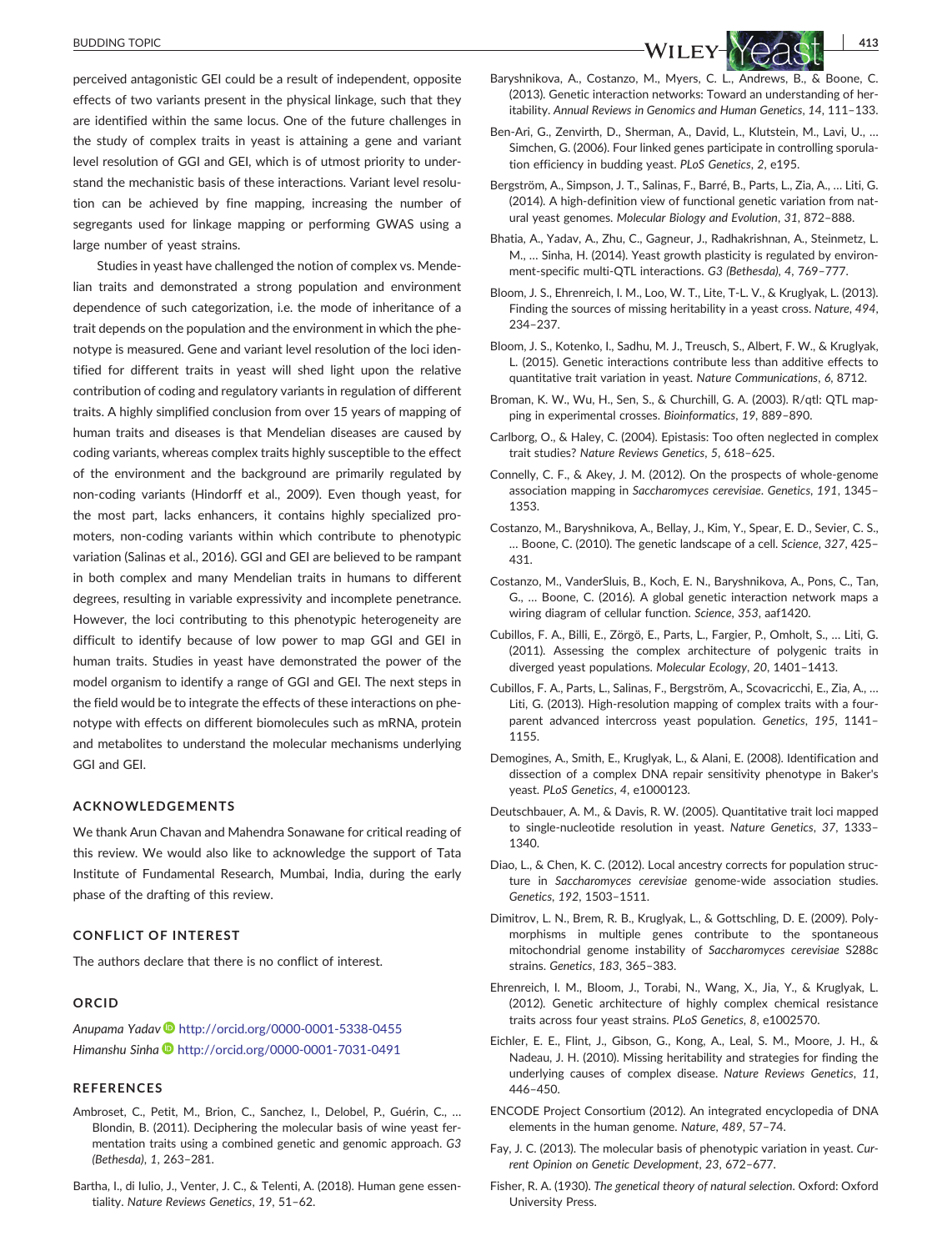perceived antagonistic GEI could be a result of independent, opposite effects of two variants present in the physical linkage, such that they are identified within the same locus. One of the future challenges in the study of complex traits in yeast is attaining a gene and variant level resolution of GGI and GEI, which is of utmost priority to understand the mechanistic basis of these interactions. Variant level resolution can be achieved by fine mapping, increasing the number of segregants used for linkage mapping or performing GWAS using a large number of yeast strains.

Studies in yeast have challenged the notion of complex vs. Mendelian traits and demonstrated a strong population and environment dependence of such categorization, i.e. the mode of inheritance of a trait depends on the population and the environment in which the phenotype is measured. Gene and variant level resolution of the loci identified for different traits in yeast will shed light upon the relative contribution of coding and regulatory variants in regulation of different traits. A highly simplified conclusion from over 15 years of mapping of human traits and diseases is that Mendelian diseases are caused by coding variants, whereas complex traits highly susceptible to the effect of the environment and the background are primarily regulated by non-coding variants (Hindorff et al., 2009). Even though yeast, for the most part, lacks enhancers, it contains highly specialized promoters, non-coding variants within which contribute to phenotypic variation (Salinas et al., 2016). GGI and GEI are believed to be rampant in both complex and many Mendelian traits in humans to different degrees, resulting in variable expressivity and incomplete penetrance. However, the loci contributing to this phenotypic heterogeneity are difficult to identify because of low power to map GGI and GEI in human traits. Studies in yeast have demonstrated the power of the model organism to identify a range of GGI and GEI. The next steps in the field would be to integrate the effects of these interactions on phenotype with effects on different biomolecules such as mRNA, protein and metabolites to understand the molecular mechanisms underlying GGI and GEI.

## ACKNOWLEDGEMENTS

We thank Arun Chavan and Mahendra Sonawane for critical reading of this review. We would also like to acknowledge the support of Tata Institute of Fundamental Research, Mumbai, India, during the early phase of the drafting of this review.

## CONFLICT OF INTEREST

The authors declare that there is no conflict of interest.

## ORCID

*Anupama Yadav* http://orcid.org/0000-0001-5338-0455

*Himanshu Sinha* http://orcid.org/0000-0001-7031-0491

## REFERENCES

Ambroset, C., Petit, M., Brion, C., Sanchez, I., Delobel, P., Guérin, C., … Blondin, B. (2011). Deciphering the molecular basis of wine yeast fermentation traits using a combined genetic and genomic approach. *G3 (Bethesda)*, *1*, 263–281.

Bartha, I., di Iulio, J., Venter, J. C., & Telenti, A. (2018). Human gene essentiality. *Nature Reviews Genetics*, *19*, 51–62.

Baryshnikova, A., Costanzo, M., Myers, C. L., Andrews, B., & Boone, C. (2013). Genetic interaction networks: Toward an understanding of heritability. *Annual Reviews in Genomics and Human Genetics*, *14*, 111–133.

Ben-Ari, G., Zenvirth, D., Sherman, A., David, L., Klutstein, M., Lavi, U., … Simchen, G. (2006). Four linked genes participate in controlling sporulation efficiency in budding yeast. *PLoS Genetics*, *2*, e195.

Bergström, A., Simpson, J. T., Salinas, F., Barré, B., Parts, L., Zia, A., … Liti, G. (2014). A high-definition view of functional genetic variation from natural yeast genomes. *Molecular Biology and Evolution*, *31*, 872–888.

Bhatia, A., Yadav, A., Zhu, C., Gagneur, J., Radhakrishnan, A., Steinmetz, L. M., … Sinha, H. (2014). Yeast growth plasticity is regulated by environment-specific multi-QTL interactions. *G3 (Bethesda)*, *4*, 769–777.

Bloom, J. S., Ehrenreich, I. M., Loo, W. T., Lite, T-L. V., & Kruglyak, L. (2013). Finding the sources of missing heritability in a yeast cross. *Nature*, *494*, 234–237.

Bloom, J. S., Kotenko, I., Sadhu, M. J., Treusch, S., Albert, F. W., & Kruglyak, L. (2015). Genetic interactions contribute less than additive effects to quantitative trait variation in yeast. *Nature Communications*, *6*, 8712.

Broman, K. W., Wu, H., Sen, S., & Churchill, G. A. (2003). R/qtl: QTL mapping in experimental crosses. *Bioinformatics*, *19*, 889–890.

Carlborg, O., & Haley, C. (2004). Epistasis: Too often neglected in complex trait studies? *Nature Reviews Genetics*, *5*, 618–625.

Connelly, C. F., & Akey, J. M. (2012). On the prospects of whole-genome association mapping in *Saccharomyces cerevisiae*. *Genetics*, *191*, 1345–1353.

Costanzo, M., Baryshnikova, A., Bellay, J., Kim, Y., Spear, E. D., Sevier, C. S., … Boone, C. (2010). The genetic landscape of a cell. *Science*, *327*, 425–431.

Costanzo, M., VanderSluis, B., Koch, E. N., Baryshnikova, A., Pons, C., Tan, G., … Boone, C. (2016). A global genetic interaction network maps a wiring diagram of cellular function. *Science*, *353*, aaf1420.

Cubillos, F. A., Billi, E., Zörgö, E., Parts, L., Fargier, P., Omholt, S., … Liti, G. (2011). Assessing the complex architecture of polygenic traits in diverged yeast populations. *Molecular Ecology*, *20*, 1401–1413.

Cubillos, F. A., Parts, L., Salinas, F., Bergström, A., Scovacricchi, E., Zia, A., … Liti, G. (2013). High-resolution mapping of complex traits with a four-parent advanced intercross yeast population. *Genetics*, *195*, 1141–1155.

Demogines, A., Smith, E., Kruglyak, L., & Alani, E. (2008). Identification and dissection of a complex DNA repair sensitivity phenotype in Baker's yeast. *PLoS Genetics*, *4*, e1000123.

Deutschbauer, A. M., & Davis, R. W. (2005). Quantitative trait loci mapped to single-nucleotide resolution in yeast. *Nature Genetics*, *37*, 1333–1340.

Diao, L., & Chen, K. C. (2012). Local ancestry corrects for population structure in *Saccharomyces cerevisiae* genome-wide association studies. *Genetics*, *192*, 1503–1511.

Dimitrov, L. N., Brem, R. B., Kruglyak, L., & Gottschling, D. E. (2009). Polymorphisms in multiple genes contribute to the spontaneous mitochondrial genome instability of *Saccharomyces cerevisiae* S288c strains. *Genetics*, *183*, 365–383.

Ehrenreich, I. M., Bloom, J., Torabi, N., Wang, X., Jia, Y., & Kruglyak, L. (2012). Genetic architecture of highly complex chemical resistance traits across four yeast strains. *PLoS Genetics*, *8*, e1002570.

Eichler, E. E., Flint, J., Gibson, G., Kong, A., Leal, S. M., Moore, J. H., & Nadeau, J. H. (2010). Missing heritability and strategies for finding the underlying causes of complex disease. *Nature Reviews Genetics*, *11*, 446–450.

ENCODE Project Consortium (2012). An integrated encyclopedia of DNA elements in the human genome. *Nature*, *489*, 57–74.

Fay, J. C. (2013). The molecular basis of phenotypic variation in yeast. *Current Opinion on Genetic Development*, *23*, 672–677.

Fisher, R. A. (1930). *The genetical theory of natural selection*. Oxford: Oxford University Press.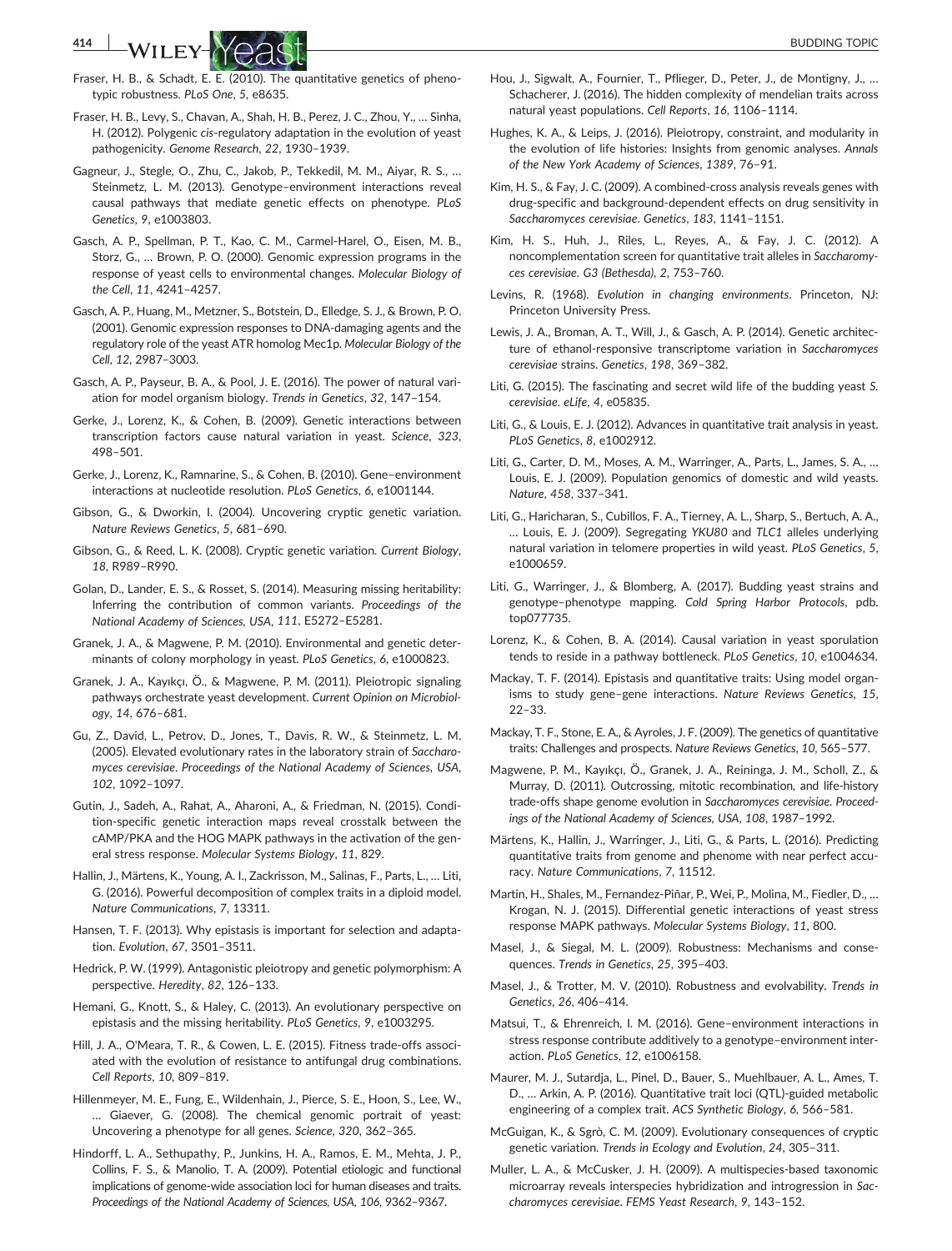Fraser, H. B., & Schadt, E. E. (2010). The quantitative genetics of phenotypic robustness. *PLoS One*, *5*, e8635.

Fraser, H. B., Levy, S., Chavan, A., Shah, H. B., Perez, J. C., Zhou, Y., … Sinha, H. (2012). Polygenic *cis*-regulatory adaptation in the evolution of yeast pathogenicity. *Genome Research*, *22*, 1930–1939.

Gagneur, J., Stegle, O., Zhu, C., Jakob, P., Tekkedil, M. M., Aiyar, R. S., … Steinmetz, L. M. (2013). Genotype–environment interactions reveal causal pathways that mediate genetic effects on phenotype. *PLoS Genetics*, *9*, e1003803.

Gasch, A. P., Spellman, P. T., Kao, C. M., Carmel-Harel, O., Eisen, M. B., Storz, G., … Brown, P. O. (2000). Genomic expression programs in the response of yeast cells to environmental changes. *Molecular Biology of the Cell*, *11*, 4241–4257.

Gasch, A. P., Huang, M., Metzner, S., Botstein, D., Elledge, S. J., & Brown, P. O. (2001). Genomic expression responses to DNA-damaging agents and the regulatory role of the yeast ATR homolog Mec1p. *Molecular Biology of the Cell*, *12*, 2987–3003.

Gasch, A. P., Payseur, B. A., & Pool, J. E. (2016). The power of natural variation for model organism biology. *Trends in Genetics*, *32*, 147–154.

Gerke, J., Lorenz, K., & Cohen, B. (2009). Genetic interactions between transcription factors cause natural variation in yeast. *Science*, *323*, 498–501.

Gerke, J., Lorenz, K., Ramnarine, S., & Cohen, B. (2010). Gene–environment interactions at nucleotide resolution. *PLoS Genetics*, *6*, e1001144.

Gibson, G., & Dworkin, I. (2004). Uncovering cryptic genetic variation. *Nature Reviews Genetics*, *5*, 681–690.

Gibson, G., & Reed, L. K. (2008). Cryptic genetic variation. *Current Biology*, *18*, R989–R990.

Golan, D., Lander, E. S., & Rosset, S. (2014). Measuring missing heritability: Inferring the contribution of common variants. *Proceedings of the National Academy of Sciences, USA*, *111*, E5272–E5281.

Granek, J. A., & Magwene, P. M. (2010). Environmental and genetic determinants of colony morphology in yeast. *PLoS Genetics*, *6*, e1000823.

Granek, J. A., Kayıkçı, Ö., & Magwene, P. M. (2011). Pleiotropic signaling pathways orchestrate yeast development. *Current Opinion on Microbiology*, *14*, 676–681.

Gu, Z., David, L., Petrov, D., Jones, T., Davis, R. W., & Steinmetz, L. M. (2005). Elevated evolutionary rates in the laboratory strain of *Saccharomyces cerevisiae*. *Proceedings of the National Academy of Sciences, USA*, *102*, 1092–1097.

Gutin, J., Sadeh, A., Rahat, A., Aharoni, A., & Friedman, N. (2015). Condition-specific genetic interaction maps reveal crosstalk between the cAMP/PKA and the HOG MAPK pathways in the activation of the general stress response. *Molecular Systems Biology*, *11*, 829.

Hallin, J., Märtens, K., Young, A. I., Zackrisson, M., Salinas, F., Parts, L., … Liti, G. (2016). Powerful decomposition of complex traits in a diploid model. *Nature Communications*, *7*, 13311.

Hansen, T. F. (2013). Why epistasis is important for selection and adaptation. *Evolution*, *67*, 3501–3511.

Hedrick, P. W. (1999). Antagonistic pleiotropy and genetic polymorphism: A perspective. *Heredity*, *82*, 126–133.

Hemani, G., Knott, S., & Haley, C. (2013). An evolutionary perspective on epistasis and the missing heritability. *PLoS Genetics*, *9*, e1003295.

Hill, J. A., O'Meara, T. R., & Cowen, L. E. (2015). Fitness trade-offs associated with the evolution of resistance to antifungal drug combinations. *Cell Reports*, *10*, 809–819.

Hillenmeyer, M. E., Fung, E., Wildenhain, J., Pierce, S. E., Hoon, S., Lee, W., … Giaever, G. (2008). The chemical genomic portrait of yeast: Uncovering a phenotype for all genes. *Science*, *320*, 362–365.

Hindorff, L. A., Sethupathy, P., Junkins, H. A., Ramos, E. M., Mehta, J. P., Collins, F. S., & Manolio, T. A. (2009). Potential etiologic and functional implications of genome-wide association loci for human diseases and traits. *Proceedings of the National Academy of Sciences, USA*, *106*, 9362–9367.

Hou, J., Sigwalt, A., Fournier, T., Pflieger, D., Peter, J., de Montigny, J., … Schacherer, J. (2016). The hidden complexity of mendelian traits across natural yeast populations. *Cell Reports*, *16*, 1106–1114.

Hughes, K. A., & Leips, J. (2016). Pleiotropy, constraint, and modularity in the evolution of life histories: Insights from genomic analyses. *Annals of the New York Academy of Sciences*, *1389*, 76–91.

Kim, H. S., & Fay, J. C. (2009). A combined-cross analysis reveals genes with drug-specific and background-dependent effects on drug sensitivity in *Saccharomyces cerevisiae*. *Genetics*, *183*, 1141–1151.

Kim, H. S., Huh, J., Riles, L., Reyes, A., & Fay, J. C. (2012). A noncomplementation screen for quantitative trait alleles in *Saccharomyces cerevisiae*. *G3 (Bethesda)*, *2*, 753–760.

Levins, R. (1968). *Evolution in changing environments*. Princeton, NJ: Princeton University Press.

Lewis, J. A., Broman, A. T., Will, J., & Gasch, A. P. (2014). Genetic architecture of ethanol-responsive transcriptome variation in *Saccharomyces cerevisiae* strains. *Genetics*, *198*, 369–382.

Liti, G. (2015). The fascinating and secret wild life of the budding yeast *S. cerevisiae*. *eLife*, *4*, e05835.

Liti, G., & Louis, E. J. (2012). Advances in quantitative trait analysis in yeast. *PLoS Genetics*, *8*, e1002912.

Liti, G., Carter, D. M., Moses, A. M., Warringer, A., Parts, L., James, S. A., … Louis, E. J. (2009). Population genomics of domestic and wild yeasts. *Nature*, *458*, 337–341.

Liti, G., Haricharan, S., Cubillos, F. A., Tierney, A. L., Sharp, S., Bertuch, A. A., … Louis, E. J. (2009). Segregating *YKU80* and *TLC1* alleles underlying natural variation in telomere properties in wild yeast. *PLoS Genetics*, *5*, e1000659.

Liti, G., Warringer, J., & Blomberg, A. (2017). Budding yeast strains and genotype–phenotype mapping. *Cold Spring Harbor Protocols*, pdb. top077735.

Lorenz, K., & Cohen, B. A. (2014). Causal variation in yeast sporulation tends to reside in a pathway bottleneck. *PLoS Genetics*, *10*, e1004634.

Mackay, T. F. (2014). Epistasis and quantitative traits: Using model organisms to study gene–gene interactions. *Nature Reviews Genetics*, *15*, 22–33.

Mackay, T. F., Stone, E. A., & Ayroles, J. F. (2009). The genetics of quantitative traits: Challenges and prospects. *Nature Reviews Genetics*, *10*, 565–577.

Magwene, P. M., Kayıkçı, Ö., Granek, J. A., Reininga, J. M., Scholl, Z., & Murray, D. (2011). Outcrossing, mitotic recombination, and life-history trade-offs shape genome evolution in *Saccharomyces cerevisiae*. *Proceedings of the National Academy of Sciences, USA*, *108*, 1987–1992.

Märtens, K., Hallin, J., Warringer, J., Liti, G., & Parts, L. (2016). Predicting quantitative traits from genome and phenome with near perfect accuracy. *Nature Communications*, *7*, 11512.

Martin, H., Shales, M., Fernandez-Piñar, P., Wei, P., Molina, M., Fiedler, D., … Krogan, N. J. (2015). Differential genetic interactions of yeast stress response MAPK pathways. *Molecular Systems Biology*, *11*, 800.

Masel, J., & Siegal, M. L. (2009). Robustness: Mechanisms and consequences. *Trends in Genetics*, *25*, 395–403.

Masel, J., & Trotter, M. V. (2010). Robustness and evolvability. *Trends in Genetics*, *26*, 406–414.

Matsui, T., & Ehrenreich, I. M. (2016). Gene–environment interactions in stress response contribute additively to a genotype–environment interaction. *PLoS Genetics*, *12*, e1006158.

Maurer, M. J., Sutardja, L., Pinel, D., Bauer, S., Muehlbauer, A. L., Ames, T. D., … Arkin, A. P. (2016). Quantitative trait loci (QTL)-guided metabolic engineering of a complex trait. *ACS Synthetic Biology*, *6*, 566–581.

McGuigan, K., & Sgrò, C. M. (2009). Evolutionary consequences of cryptic genetic variation. *Trends in Ecology and Evolution*, *24*, 305–311.

Muller, L. A., & McCusker, J. H. (2009). A multispecies-based taxonomic microarray reveals interspecies hybridization and introgression in *Saccharomyces cerevisiae*. *FEMS Yeast Research*, *9*, 143–152.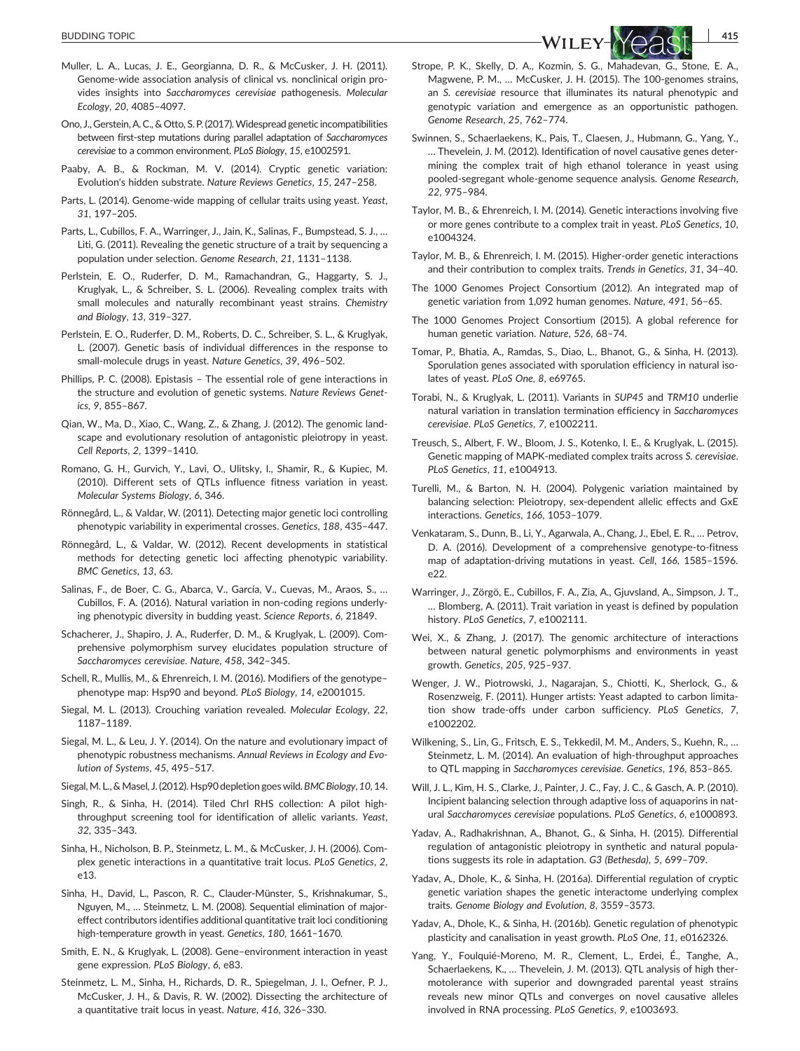Muller, L. A., Lucas, J. E., Georgianna, D. R., & McCusker, J. H. (2011). Genome-wide association analysis of clinical vs. nonclinical origin provides insights into *Saccharomyces cerevisiae* pathogenesis. *Molecular Ecology*, *20*, 4085–4097.

Ono, J., Gerstein, A. C., & Otto, S. P. (2017). Widespread genetic incompatibilities between first-step mutations during parallel adaptation of *Saccharomyces cerevisiae* to a common environment. *PLoS Biology*, *15*, e1002591.

Paaby, A. B., & Rockman, M. V. (2014). Cryptic genetic variation: Evolution's hidden substrate. *Nature Reviews Genetics*, *15*, 247–258.

Parts, L. (2014). Genome-wide mapping of cellular traits using yeast. *Yeast*, *31*, 197–205.

Parts, L., Cubillos, F. A., Warringer, J., Jain, K., Salinas, F., Bumpstead, S. J., … Liti, G. (2011). Revealing the genetic structure of a trait by sequencing a population under selection. *Genome Research*, *21*, 1131–1138.

Perlstein, E. O., Ruderfer, D. M., Ramachandran, G., Haggarty, S. J., Kruglyak, L., & Schreiber, S. L. (2006). Revealing complex traits with small molecules and naturally recombinant yeast strains. *Chemistry and Biology*, *13*, 319–327.

Perlstein, E. O., Ruderfer, D. M., Roberts, D. C., Schreiber, S. L., & Kruglyak, L. (2007). Genetic basis of individual differences in the response to small-molecule drugs in yeast. *Nature Genetics*, *39*, 496–502.

Phillips, P. C. (2008). Epistasis – The essential role of gene interactions in the structure and evolution of genetic systems. *Nature Reviews Genetics*, *9*, 855–867.

Qian, W., Ma, D., Xiao, C., Wang, Z., & Zhang, J. (2012). The genomic landscape and evolutionary resolution of antagonistic pleiotropy in yeast. *Cell Reports*, *2*, 1399–1410.

Romano, G. H., Gurvich, Y., Lavi, O., Ulitsky, I., Shamir, R., & Kupiec, M. (2010). Different sets of QTLs influence fitness variation in yeast. *Molecular Systems Biology*, *6*, 346.

Rönnegård, L., & Valdar, W. (2011). Detecting major genetic loci controlling phenotypic variability in experimental crosses. *Genetics*, *188*, 435–447.

Rönnegård, L., & Valdar, W. (2012). Recent developments in statistical methods for detecting genetic loci affecting phenotypic variability. *BMC Genetics*, *13*, 63.

Salinas, F., de Boer, C. G., Abarca, V., García, V., Cuevas, M., Araos, S., … Cubillos, F. A. (2016). Natural variation in non-coding regions underlying phenotypic diversity in budding yeast. *Science Reports*, *6*, 21849.

Schacherer, J., Shapiro, J. A., Ruderfer, D. M., & Kruglyak, L. (2009). Comprehensive polymorphism survey elucidates population structure of *Saccharomyces cerevisiae*. *Nature*, *458*, 342–345.

Schell, R., Mullis, M., & Ehrenreich, I. M. (2016). Modifiers of the genotype–phenotype map: Hsp90 and beyond. *PLoS Biology*, *14*, e2001015.

Siegal, M. L. (2013). Crouching variation revealed. *Molecular Ecology*, *22*, 1187–1189.

Siegal, M. L., & Leu, J. Y. (2014). On the nature and evolutionary impact of phenotypic robustness mechanisms. *Annual Reviews in Ecology and Evolution of Systems*, *45*, 495–517.

Siegal, M. L., & Masel, J. (2012). Hsp90 depletion goes wild. *BMC Biology*, *10*, 14.

Singh, R., & Sinha, H. (2014). Tiled ChrI RHS collection: A pilot high-throughput screening tool for identification of allelic variants. *Yeast*, *32*, 335–343.

Sinha, H., Nicholson, B. P., Steinmetz, L. M., & McCusker, J. H. (2006). Complex genetic interactions in a quantitative trait locus. *PLoS Genetics*, *2*, e13.

Sinha, H., David, L., Pascon, R. C., Clauder-Münster, S., Krishnakumar, S., Nguyen, M., … Steinmetz, L. M. (2008). Sequential elimination of major-effect contributors identifies additional quantitative trait loci conditioning high-temperature growth in yeast. *Genetics*, *180*, 1661–1670.

Smith, E. N., & Kruglyak, L. (2008). Gene–environment interaction in yeast gene expression. *PLoS Biology*, *6*, e83.

Steinmetz, L. M., Sinha, H., Richards, D. R., Spiegelman, J. I., Oefner, P. J., McCusker, J. H., & Davis, R. W. (2002). Dissecting the architecture of a quantitative trait locus in yeast. *Nature*, *416*, 326–330.

Strope, P. K., Skelly, D. A., Kozmin, S. G., Mahadevan, G., Stone, E. A., Magwene, P. M., … McCusker, J. H. (2015). The 100-genomes strains, an *S. cerevisiae* resource that illuminates its natural phenotypic and genotypic variation and emergence as an opportunistic pathogen. *Genome Research*, *25*, 762–774.

Swinnen, S., Schaerlaekens, K., Pais, T., Claesen, J., Hubmann, G., Yang, Y., … Thevelein, J. M. (2012). Identification of novel causative genes determining the complex trait of high ethanol tolerance in yeast using pooled-segregant whole-genome sequence analysis. *Genome Research*, *22*, 975–984.

Taylor, M. B., & Ehrenreich, I. M. (2014). Genetic interactions involving five or more genes contribute to a complex trait in yeast. *PLoS Genetics*, *10*, e1004324.

Taylor, M. B., & Ehrenreich, I. M. (2015). Higher-order genetic interactions and their contribution to complex traits. *Trends in Genetics*, *31*, 34–40.

The 1000 Genomes Project Consortium (2012). An integrated map of genetic variation from 1,092 human genomes. *Nature*, *491*, 56–65.

The 1000 Genomes Project Consortium (2015). A global reference for human genetic variation. *Nature*, *526*, 68–74.

Tomar, P., Bhatia, A., Ramdas, S., Diao, L., Bhanot, G., & Sinha, H. (2013). Sporulation genes associated with sporulation efficiency in natural isolates of yeast. *PLoS One*, *8*, e69765.

Torabi, N., & Kruglyak, L. (2011). Variants in *SUP45* and *TRM10* underlie natural variation in translation termination efficiency in *Saccharomyces cerevisiae*. *PLoS Genetics*, *7*, e1002211.

Treusch, S., Albert, F. W., Bloom, J. S., Kotenko, I. E., & Kruglyak, L. (2015). Genetic mapping of MAPK-mediated complex traits across *S. cerevisiae*. *PLoS Genetics*, *11*, e1004913.

Turelli, M., & Barton, N. H. (2004). Polygenic variation maintained by balancing selection: Pleiotropy, sex-dependent allelic effects and GxE interactions. *Genetics*, *166*, 1053–1079.

Venkataram, S., Dunn, B., Li, Y., Agarwala, A., Chang, J., Ebel, E. R., … Petrov, D. A. (2016). Development of a comprehensive genotype-to-fitness map of adaptation-driving mutations in yeast. *Cell*, *166*, 1585–1596. e22.

Warringer, J., Zörgö, E., Cubillos, F. A., Zia, A., Gjuvsland, A., Simpson, J. T., … Blomberg, A. (2011). Trait variation in yeast is defined by population history. *PLoS Genetics*, *7*, e1002111.

Wei, X., & Zhang, J. (2017). The genomic architecture of interactions between natural genetic polymorphisms and environments in yeast growth. *Genetics*, *205*, 925–937.

Wenger, J. W., Piotrowski, J., Nagarajan, S., Chiotti, K., Sherlock, G., & Rosenzweig, F. (2011). Hunger artists: Yeast adapted to carbon limitation show trade-offs under carbon sufficiency. *PLoS Genetics*, *7*, e1002202.

Wilkening, S., Lin, G., Fritsch, E. S., Tekkedil, M. M., Anders, S., Kuehn, R., … Steinmetz, L. M. (2014). An evaluation of high-throughput approaches to QTL mapping in *Saccharomyces cerevisiae*. *Genetics*, *196*, 853–865.

Will, J. L., Kim, H. S., Clarke, J., Painter, J. C., Fay, J. C., & Gasch, A. P. (2010). Incipient balancing selection through adaptive loss of aquaporins in natural *Saccharomyces cerevisiae* populations. *PLoS Genetics*, *6*, e1000893.

Yadav, A., Radhakrishnan, A., Bhanot, G., & Sinha, H. (2015). Differential regulation of antagonistic pleiotropy in synthetic and natural populations suggests its role in adaptation. *G3 (Bethesda)*, *5*, 699–709.

Yadav, A., Dhole, K., & Sinha, H. (2016a). Differential regulation of cryptic genetic variation shapes the genetic interactome underlying complex traits. *Genome Biology and Evolution*, *8*, 3559–3573.

Yadav, A., Dhole, K., & Sinha, H. (2016b). Genetic regulation of phenotypic plasticity and canalisation in yeast growth. *PLoS One*, *11*, e0162326.

Yang, Y., Foulquié-Moreno, M. R., Clement, L., Erdei, É., Tanghe, A., Schaerlaekens, K., … Thevelein, J. M. (2013). QTL analysis of high thermotolerance with superior and downgraded parental yeast strains reveals new minor QTLs and converges on novel causative alleles involved in RNA processing. *PLoS Genetics*, *9*, e1003693.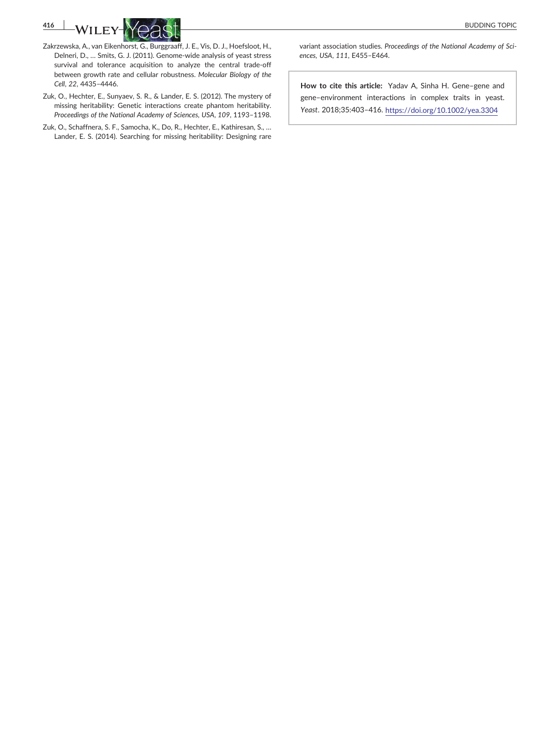Zakrzewska, A., van Eikenhorst, G., Burggraaff, J. E., Vis, D. J., Hoefsloot, H., Delneri, D., … Smits, G. J. (2011). Genome-wide analysis of yeast stress survival and tolerance acquisition to analyze the central trade-off between growth rate and cellular robustness. *Molecular Biology of the Cell*, *22*, 4435–4446.

Zuk, O., Hechter, E., Sunyaev, S. R., & Lander, E. S. (2012). The mystery of missing heritability: Genetic interactions create phantom heritability. *Proceedings of the National Academy of Sciences, USA*, *109*, 1193–1198.

Zuk, O., Schaffnera, S. F., Samocha, K., Do, R., Hechter, E., Kathiresan, S., … Lander, E. S. (2014). Searching for missing heritability: Designing rare variant association studies. *Proceedings of the National Academy of Sciences, USA*, *111*, E455–E464.

**How to cite this article:** Yadav A, Sinha H. Gene–gene and gene–environment interactions in complex traits in yeast. *Yeast*. 2018;35:403–416. https://doi.org/10.1002/yea.3304